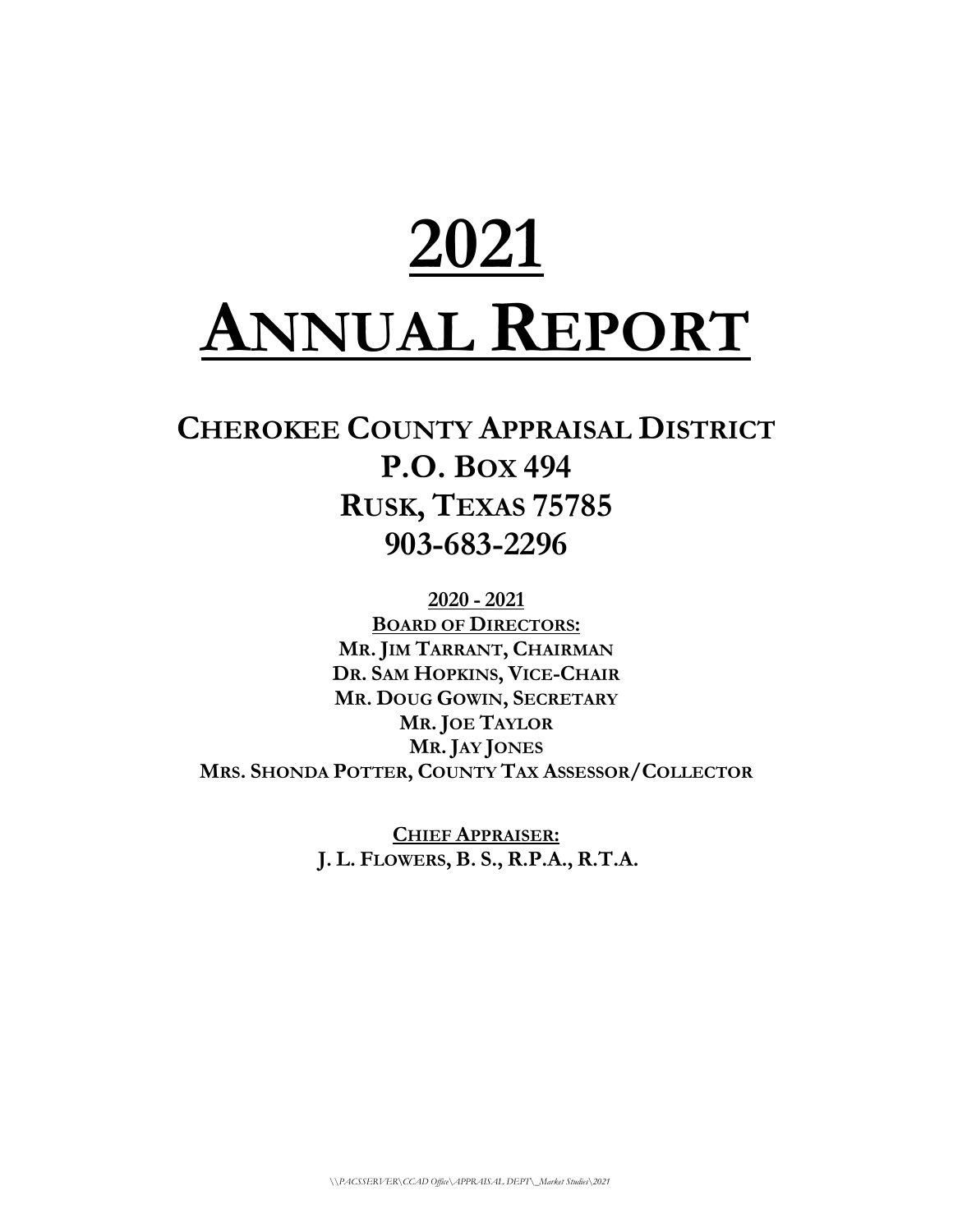# 2021

# ANNUAL REPORT

## CHEROKEE COUNTY APPRAISAL DISTRICT
## P.O. BOX 494
## RUSK, TEXAS 75785
## 903-683-2296

**2020 - 2021**

**BOARD OF DIRECTORS:**

**MR. JIM TARRANT, CHAIRMAN**
**DR. SAM HOPKINS, VICE-CHAIR**
**MR. DOUG GOWIN, SECRETARY**
**MR. JOE TAYLOR**
**MR. JAY JONES**
**MRS. SHONDA POTTER, COUNTY TAX ASSESSOR/COLLECTOR**

**CHIEF APPRAISER:**

**J. L. FLOWERS, B. S., R.P.A., R.T.A.**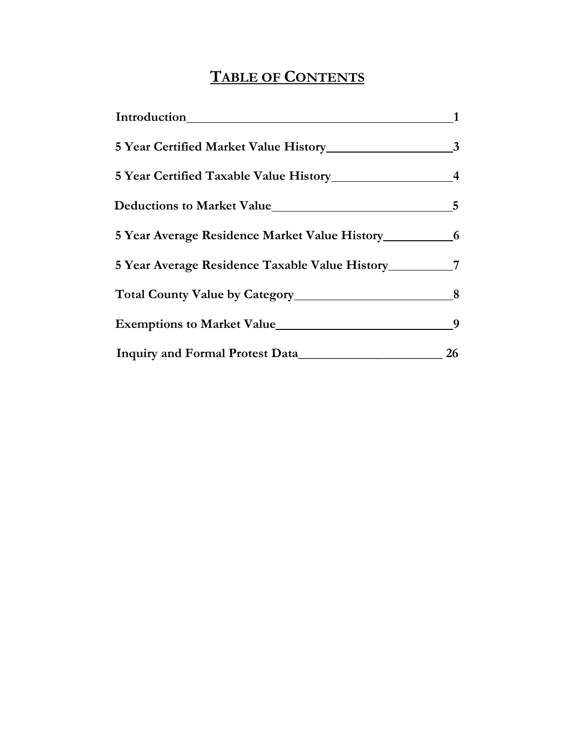# TABLE OF CONTENTS

| | |
|---|---|
| **Introduction** | **1** |
| **5 Year Certified Market Value History** | **3** |
| **5 Year Certified Taxable Value History** | **4** |
| **Deductions to Market Value** | **5** |
| **5 Year Average Residence Market Value History** | **6** |
| **5 Year Average Residence Taxable Value History** | **7** |
| **Total County Value by Category** | **8** |
| **Exemptions to Market Value** | **9** |
| **Inquiry and Formal Protest Data** | **26** |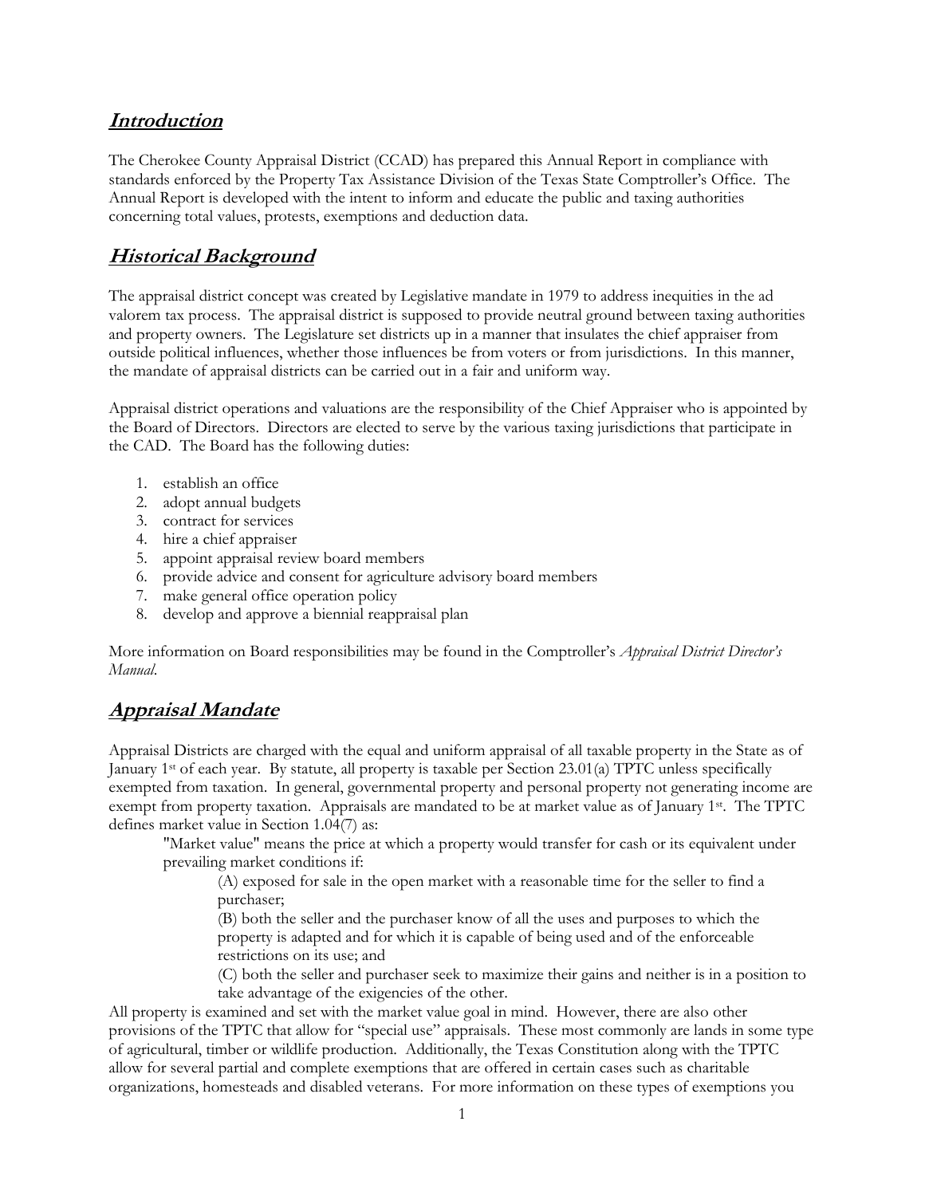## *Introduction*

The Cherokee County Appraisal District (CCAD) has prepared this Annual Report in compliance with standards enforced by the Property Tax Assistance Division of the Texas State Comptroller's Office. The Annual Report is developed with the intent to inform and educate the public and taxing authorities concerning total values, protests, exemptions and deduction data.

## *Historical Background*

The appraisal district concept was created by Legislative mandate in 1979 to address inequities in the ad valorem tax process. The appraisal district is supposed to provide neutral ground between taxing authorities and property owners. The Legislature set districts up in a manner that insulates the chief appraiser from outside political influences, whether those influences be from voters or from jurisdictions. In this manner, the mandate of appraisal districts can be carried out in a fair and uniform way.

Appraisal district operations and valuations are the responsibility of the Chief Appraiser who is appointed by the Board of Directors. Directors are elected to serve by the various taxing jurisdictions that participate in the CAD. The Board has the following duties:

1. establish an office
2. adopt annual budgets
3. contract for services
4. hire a chief appraiser
5. appoint appraisal review board members
6. provide advice and consent for agriculture advisory board members
7. make general office operation policy
8. develop and approve a biennial reappraisal plan

More information on Board responsibilities may be found in the Comptroller's *Appraisal District Director's Manual.*

## *Appraisal Mandate*

Appraisal Districts are charged with the equal and uniform appraisal of all taxable property in the State as of January 1st of each year. By statute, all property is taxable per Section 23.01(a) TPTC unless specifically exempted from taxation. In general, governmental property and personal property not generating income are exempt from property taxation. Appraisals are mandated to be at market value as of January 1st. The TPTC defines market value in Section 1.04(7) as:

> "Market value" means the price at which a property would transfer for cash or its equivalent under prevailing market conditions if:
>
> (A) exposed for sale in the open market with a reasonable time for the seller to find a purchaser;
>
> (B) both the seller and the purchaser know of all the uses and purposes to which the property is adapted and for which it is capable of being used and of the enforceable restrictions on its use; and
>
> (C) both the seller and purchaser seek to maximize their gains and neither is in a position to take advantage of the exigencies of the other.

All property is examined and set with the market value goal in mind. However, there are also other provisions of the TPTC that allow for "special use" appraisals. These most commonly are lands in some type of agricultural, timber or wildlife production. Additionally, the Texas Constitution along with the TPTC allow for several partial and complete exemptions that are offered in certain cases such as charitable organizations, homesteads and disabled veterans. For more information on these types of exemptions you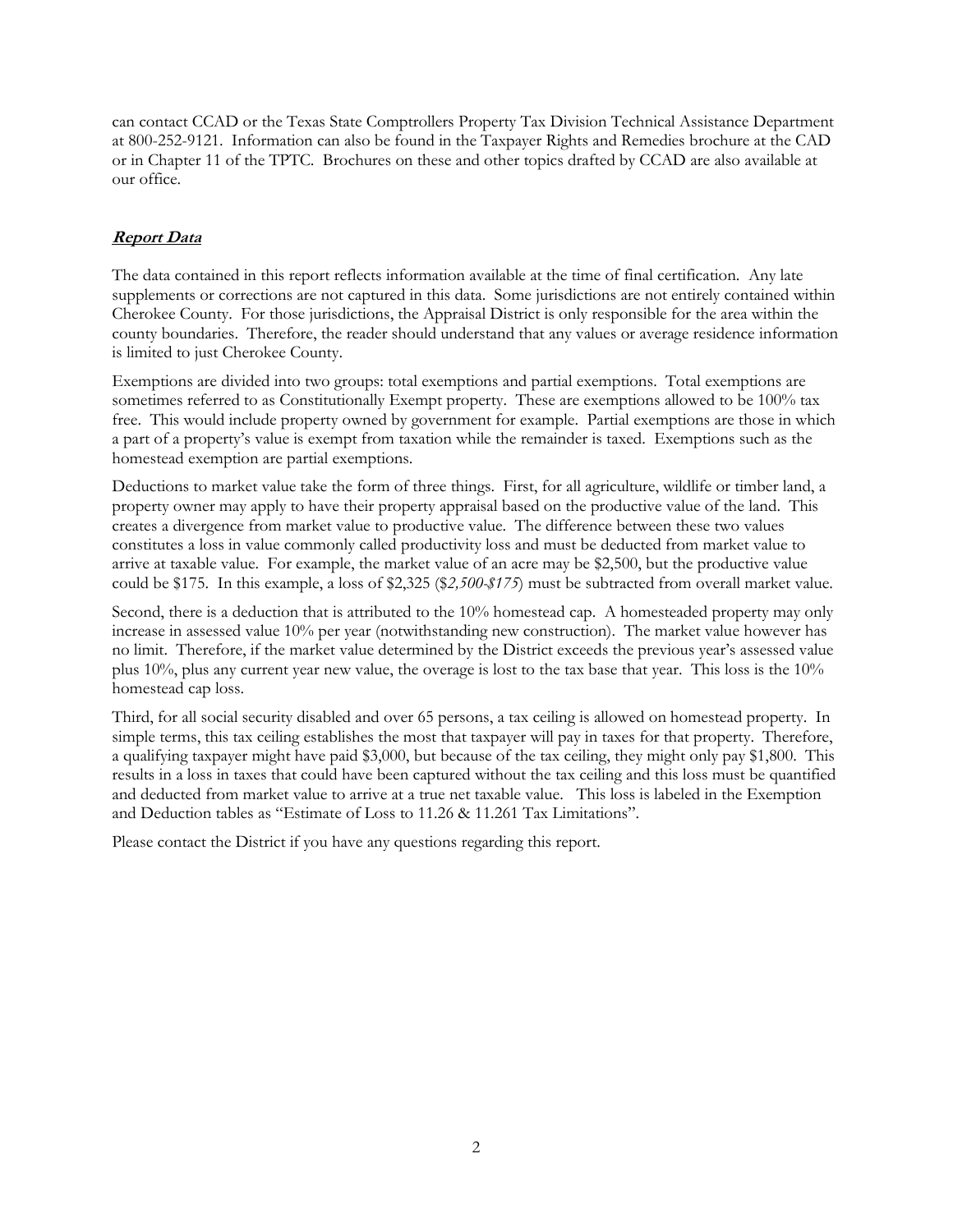can contact CCAD or the Texas State Comptrollers Property Tax Division Technical Assistance Department at 800-252-9121. Information can also be found in the Taxpayer Rights and Remedies brochure at the CAD or in Chapter 11 of the TPTC. Brochures on these and other topics drafted by CCAD are also available at our office.

## ***Report Data***

The data contained in this report reflects information available at the time of final certification. Any late supplements or corrections are not captured in this data. Some jurisdictions are not entirely contained within Cherokee County. For those jurisdictions, the Appraisal District is only responsible for the area within the county boundaries. Therefore, the reader should understand that any values or average residence information is limited to just Cherokee County.

Exemptions are divided into two groups: total exemptions and partial exemptions. Total exemptions are sometimes referred to as Constitutionally Exempt property. These are exemptions allowed to be 100% tax free. This would include property owned by government for example. Partial exemptions are those in which a part of a property's value is exempt from taxation while the remainder is taxed. Exemptions such as the homestead exemption are partial exemptions.

Deductions to market value take the form of three things. First, for all agriculture, wildlife or timber land, a property owner may apply to have their property appraisal based on the productive value of the land. This creates a divergence from market value to productive value. The difference between these two values constitutes a loss in value commonly called productivity loss and must be deducted from market value to arrive at taxable value. For example, the market value of an acre may be $2,500, but the productive value could be $175. In this example, a loss of $2,325 ($*2,500-$175*) must be subtracted from overall market value.

Second, there is a deduction that is attributed to the 10% homestead cap. A homesteaded property may only increase in assessed value 10% per year (notwithstanding new construction). The market value however has no limit. Therefore, if the market value determined by the District exceeds the previous year's assessed value plus 10%, plus any current year new value, the overage is lost to the tax base that year. This loss is the 10% homestead cap loss.

Third, for all social security disabled and over 65 persons, a tax ceiling is allowed on homestead property. In simple terms, this tax ceiling establishes the most that taxpayer will pay in taxes for that property. Therefore, a qualifying taxpayer might have paid $3,000, but because of the tax ceiling, they might only pay $1,800. This results in a loss in taxes that could have been captured without the tax ceiling and this loss must be quantified and deducted from market value to arrive at a true net taxable value. This loss is labeled in the Exemption and Deduction tables as "Estimate of Loss to 11.26 & 11.261 Tax Limitations".

Please contact the District if you have any questions regarding this report.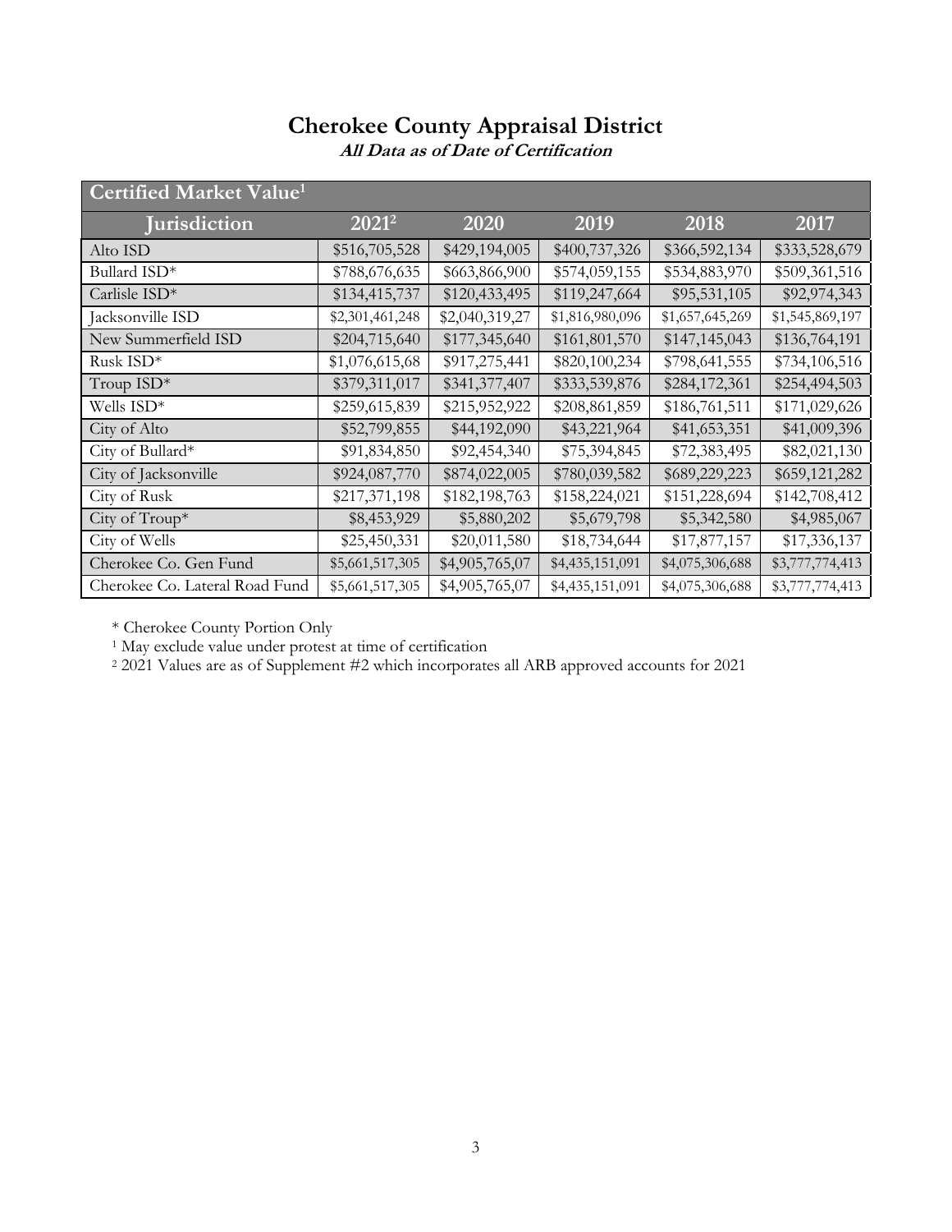# Cherokee County Appraisal District

***All Data as of Date of Certification***

| Certified Market Value[1] | | | | | |
|---|---|---|---|---|---|
| **Jurisdiction** | **2021[2]** | **2020** | **2019** | **2018** | **2017** |
| Alto ISD | $516,705,528 | $429,194,005 | $400,737,326 | $366,592,134 | $333,528,679 |
| Bullard ISD* | $788,676,635 | $663,866,900 | $574,059,155 | $534,883,970 | $509,361,516 |
| Carlisle ISD* | $134,415,737 | $120,433,495 | $119,247,664 | $95,531,105 | $92,974,343 |
| Jacksonville ISD | $2,301,461,248 | $2,040,319,27 | $1,816,980,096 | $1,657,645,269 | $1,545,869,197 |
| New Summerfield ISD | $204,715,640 | $177,345,640 | $161,801,570 | $147,145,043 | $136,764,191 |
| Rusk ISD* | $1,076,615,68 | $917,275,441 | $820,100,234 | $798,641,555 | $734,106,516 |
| Troup ISD* | $379,311,017 | $341,377,407 | $333,539,876 | $284,172,361 | $254,494,503 |
| Wells ISD* | $259,615,839 | $215,952,922 | $208,861,859 | $186,761,511 | $171,029,626 |
| City of Alto | $52,799,855 | $44,192,090 | $43,221,964 | $41,653,351 | $41,009,396 |
| City of Bullard* | $91,834,850 | $92,454,340 | $75,394,845 | $72,383,495 | $82,021,130 |
| City of Jacksonville | $924,087,770 | $874,022,005 | $780,039,582 | $689,229,223 | $659,121,282 |
| City of Rusk | $217,371,198 | $182,198,763 | $158,224,021 | $151,228,694 | $142,708,412 |
| City of Troup* | $8,453,929 | $5,880,202 | $5,679,798 | $5,342,580 | $4,985,067 |
| City of Wells | $25,450,331 | $20,011,580 | $18,734,644 | $17,877,157 | $17,336,137 |
| Cherokee Co. Gen Fund | $5,661,517,305 | $4,905,765,07 | $4,435,151,091 | $4,075,306,688 | $3,777,774,413 |
| Cherokee Co. Lateral Road Fund | $5,661,517,305 | $4,905,765,07 | $4,435,151,091 | $4,075,306,688 | $3,777,774,413 |

* Cherokee County Portion Only

[1] May exclude value under protest at time of certification

[2] 2021 Values are as of Supplement #2 which incorporates all ARB approved accounts for 2021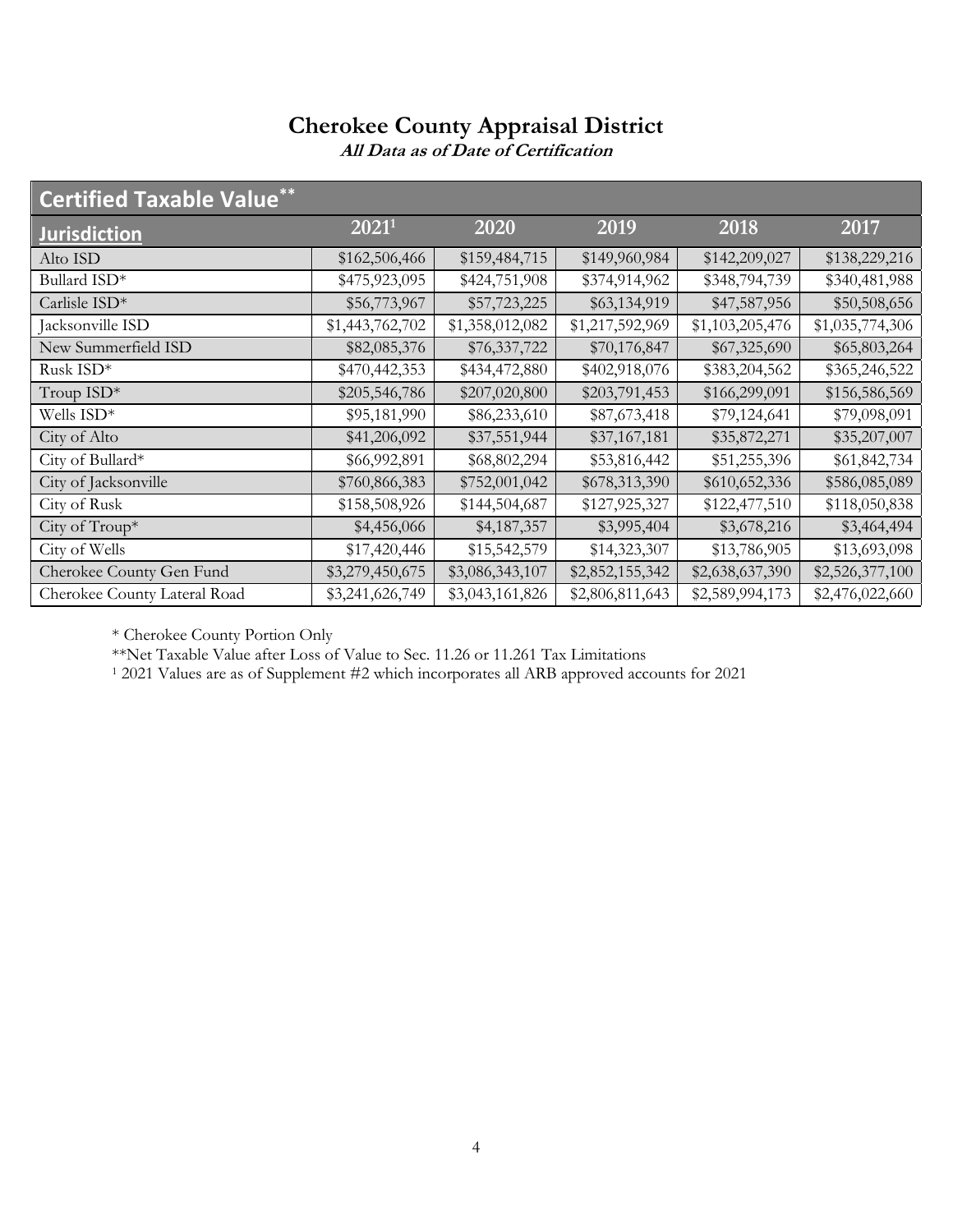# Cherokee County Appraisal District

***All Data as of Date of Certification***

| Certified Taxable Value** | | | | | |
|---|---|---|---|---|---|
| **Jurisdiction** | **2021[1]** | **2020** | **2019** | **2018** | **2017** |
| Alto ISD | $162,506,466 | $159,484,715 | $149,960,984 | $142,209,027 | $138,229,216 |
| Bullard ISD* | $475,923,095 | $424,751,908 | $374,914,962 | $348,794,739 | $340,481,988 |
| Carlisle ISD* | $56,773,967 | $57,723,225 | $63,134,919 | $47,587,956 | $50,508,656 |
| Jacksonville ISD | $1,443,762,702 | $1,358,012,082 | $1,217,592,969 | $1,103,205,476 | $1,035,774,306 |
| New Summerfield ISD | $82,085,376 | $76,337,722 | $70,176,847 | $67,325,690 | $65,803,264 |
| Rusk ISD* | $470,442,353 | $434,472,880 | $402,918,076 | $383,204,562 | $365,246,522 |
| Troup ISD* | $205,546,786 | $207,020,800 | $203,791,453 | $166,299,091 | $156,586,569 |
| Wells ISD* | $95,181,990 | $86,233,610 | $87,673,418 | $79,124,641 | $79,098,091 |
| City of Alto | $41,206,092 | $37,551,944 | $37,167,181 | $35,872,271 | $35,207,007 |
| City of Bullard* | $66,992,891 | $68,802,294 | $53,816,442 | $51,255,396 | $61,842,734 |
| City of Jacksonville | $760,866,383 | $752,001,042 | $678,313,390 | $610,652,336 | $586,085,089 |
| City of Rusk | $158,508,926 | $144,504,687 | $127,925,327 | $122,477,510 | $118,050,838 |
| City of Troup* | $4,456,066 | $4,187,357 | $3,995,404 | $3,678,216 | $3,464,494 |
| City of Wells | $17,420,446 | $15,542,579 | $14,323,307 | $13,786,905 | $13,693,098 |
| Cherokee County Gen Fund | $3,279,450,675 | $3,086,343,107 | $2,852,155,342 | $2,638,637,390 | $2,526,377,100 |
| Cherokee County Lateral Road | $3,241,626,749 | $3,043,161,826 | $2,806,811,643 | $2,589,994,173 | $2,476,022,660 |

* Cherokee County Portion Only

**Net Taxable Value after Loss of Value to Sec. 11.26 or 11.261 Tax Limitations

[1] 2021 Values are as of Supplement #2 which incorporates all ARB approved accounts for 2021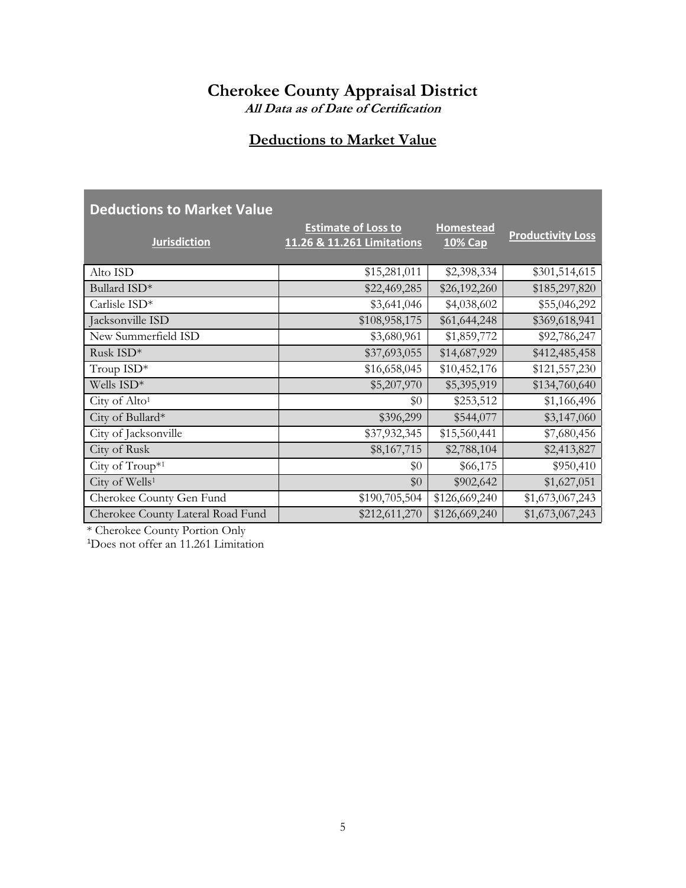# Cherokee County Appraisal District

***All Data as of Date of Certification***

## Deductions to Market Value

| Deductions to Market Value | | | |
|---|---|---|---|
| **Jurisdiction** | **Estimate of Loss to 11.26 & 11.261 Limitations** | **Homestead 10% Cap** | **Productivity Loss** |
| Alto ISD | $15,281,011 | $2,398,334 | $301,514,615 |
| Bullard ISD* | $22,469,285 | $26,192,260 | $185,297,820 |
| Carlisle ISD* | $3,641,046 | $4,038,602 | $55,046,292 |
| Jacksonville ISD | $108,958,175 | $61,644,248 | $369,618,941 |
| New Summerfield ISD | $3,680,961 | $1,859,772 | $92,786,247 |
| Rusk ISD* | $37,693,055 | $14,687,929 | $412,485,458 |
| Troup ISD* | $16,658,045 | $10,452,176 | $121,557,230 |
| Wells ISD* | $5,207,970 | $5,395,919 | $134,760,640 |
| City of Alto[1] | $0 | $253,512 | $1,166,496 |
| City of Bullard* | $396,299 | $544,077 | $3,147,060 |
| City of Jacksonville | $37,932,345 | $15,560,441 | $7,680,456 |
| City of Rusk | $8,167,715 | $2,788,104 | $2,413,827 |
| City of Troup*[1] | $0 | $66,175 | $950,410 |
| City of Wells[1] | $0 | $902,642 | $1,627,051 |
| Cherokee County Gen Fund | $190,705,504 | $126,669,240 | $1,673,067,243 |
| Cherokee County Lateral Road Fund | $212,611,270 | $126,669,240 | $1,673,067,243 |

* Cherokee County Portion Only

[1]Does not offer an 11.261 Limitation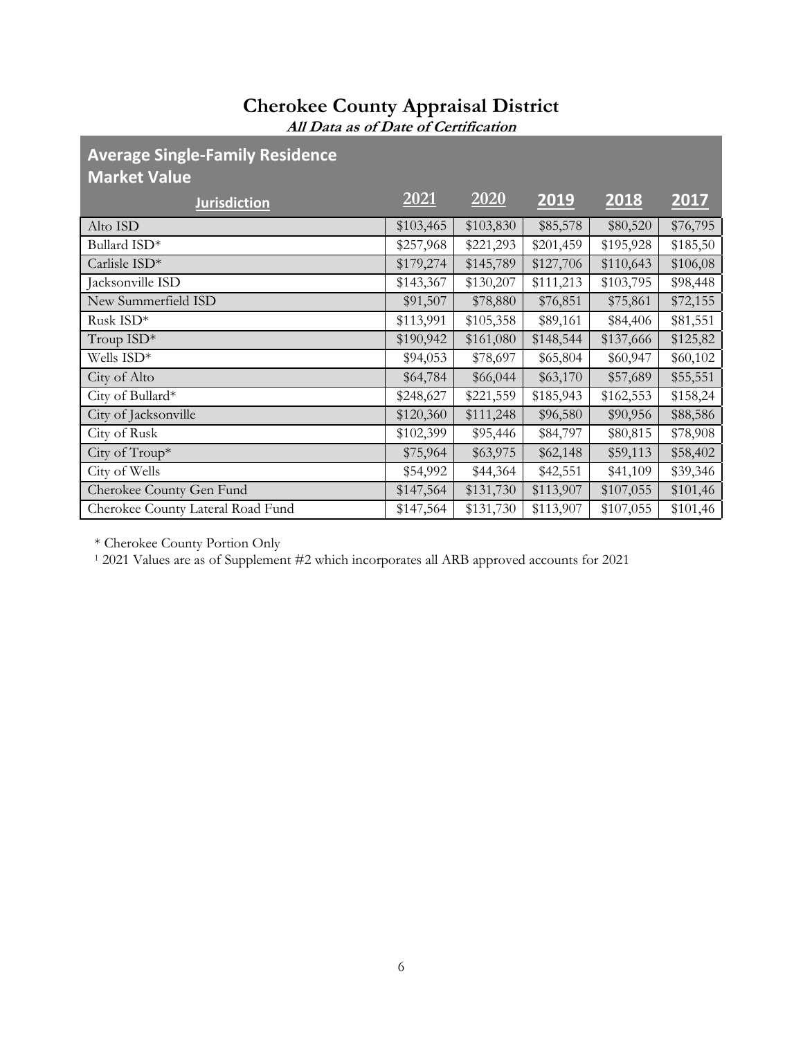# Cherokee County Appraisal District

***All Data as of Date of Certification***

## Average Single-Family Residence Market Value

| Jurisdiction | 2021 | 2020 | 2019 | 2018 | 2017 |
|---|---|---|---|---|---|
| Alto ISD | $103,465 | $103,830 | $85,578 | $80,520 | $76,795 |
| Bullard ISD* | $257,968 | $221,293 | $201,459 | $195,928 | $185,50 |
| Carlisle ISD* | $179,274 | $145,789 | $127,706 | $110,643 | $106,08 |
| Jacksonville ISD | $143,367 | $130,207 | $111,213 | $103,795 | $98,448 |
| New Summerfield ISD | $91,507 | $78,880 | $76,851 | $75,861 | $72,155 |
| Rusk ISD* | $113,991 | $105,358 | $89,161 | $84,406 | $81,551 |
| Troup ISD* | $190,942 | $161,080 | $148,544 | $137,666 | $125,82 |
| Wells ISD* | $94,053 | $78,697 | $65,804 | $60,947 | $60,102 |
| City of Alto | $64,784 | $66,044 | $63,170 | $57,689 | $55,551 |
| City of Bullard* | $248,627 | $221,559 | $185,943 | $162,553 | $158,24 |
| City of Jacksonville | $120,360 | $111,248 | $96,580 | $90,956 | $88,586 |
| City of Rusk | $102,399 | $95,446 | $84,797 | $80,815 | $78,908 |
| City of Troup* | $75,964 | $63,975 | $62,148 | $59,113 | $58,402 |
| City of Wells | $54,992 | $44,364 | $42,551 | $41,109 | $39,346 |
| Cherokee County Gen Fund | $147,564 | $131,730 | $113,907 | $107,055 | $101,46 |
| Cherokee County Lateral Road Fund | $147,564 | $131,730 | $113,907 | $107,055 | $101,46 |

\* Cherokee County Portion Only

[1] 2021 Values are as of Supplement #2 which incorporates all ARB approved accounts for 2021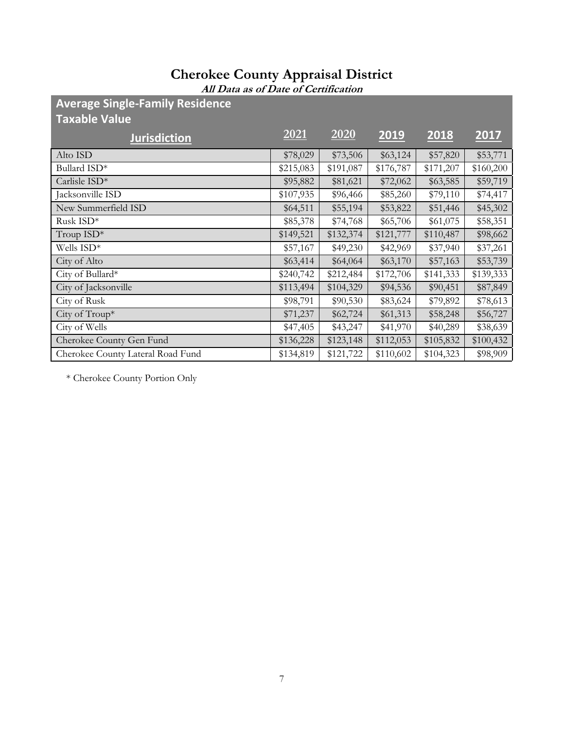# Cherokee County Appraisal District

***All Data as of Date of Certification***

## Average Single-Family Residence Taxable Value

| Jurisdiction | 2021 | 2020 | 2019 | 2018 | 2017 |
|---|---|---|---|---|---|
| Alto ISD | $78,029 | $73,506 | $63,124 | $57,820 | $53,771 |
| Bullard ISD* | $215,083 | $191,087 | $176,787 | $171,207 | $160,200 |
| Carlisle ISD* | $95,882 | $81,621 | $72,062 | $63,585 | $59,719 |
| Jacksonville ISD | $107,935 | $96,466 | $85,260 | $79,110 | $74,417 |
| New Summerfield ISD | $64,511 | $55,194 | $53,822 | $51,446 | $45,302 |
| Rusk ISD* | $85,378 | $74,768 | $65,706 | $61,075 | $58,351 |
| Troup ISD* | $149,521 | $132,374 | $121,777 | $110,487 | $98,662 |
| Wells ISD* | $57,167 | $49,230 | $42,969 | $37,940 | $37,261 |
| City of Alto | $63,414 | $64,064 | $63,170 | $57,163 | $53,739 |
| City of Bullard* | $240,742 | $212,484 | $172,706 | $141,333 | $139,333 |
| City of Jacksonville | $113,494 | $104,329 | $94,536 | $90,451 | $87,849 |
| City of Rusk | $98,791 | $90,530 | $83,624 | $79,892 | $78,613 |
| City of Troup* | $71,237 | $62,724 | $61,313 | $58,248 | $56,727 |
| City of Wells | $47,405 | $43,247 | $41,970 | $40,289 | $38,639 |
| Cherokee County Gen Fund | $136,228 | $123,148 | $112,053 | $105,832 | $100,432 |
| Cherokee County Lateral Road Fund | $134,819 | $121,722 | $110,602 | $104,323 | $98,909 |

* Cherokee County Portion Only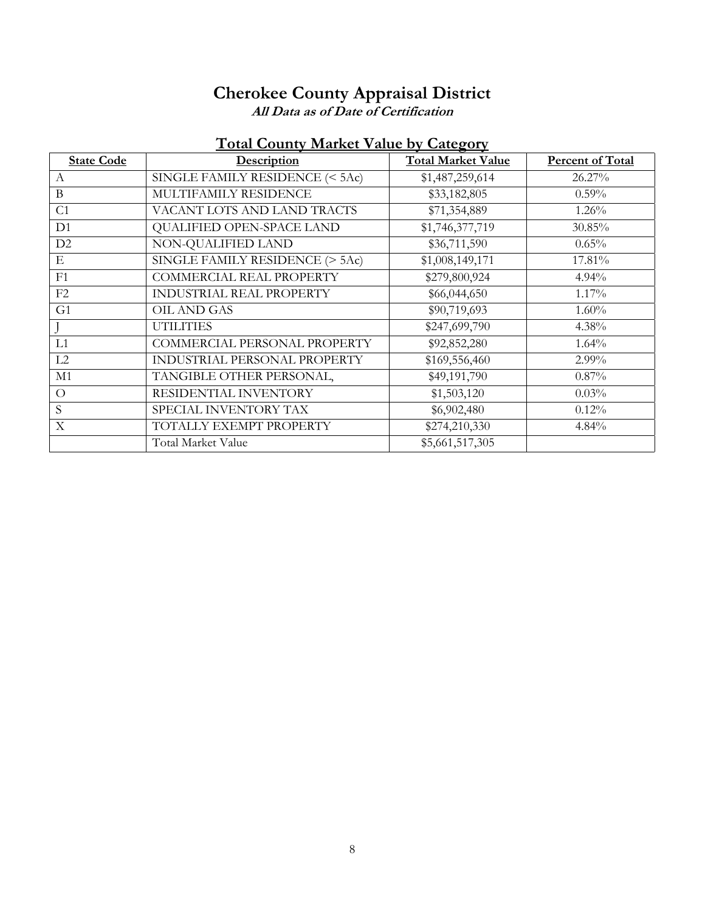# Cherokee County Appraisal District

***All Data as of Date of Certification***

## Total County Market Value by Category

| State Code | Description | Total Market Value | Percent of Total |
|---|---|---|---|
| A | SINGLE FAMILY RESIDENCE (< 5Ac) | $1,487,259,614 | 26.27% |
| B | MULTIFAMILY RESIDENCE | $33,182,805 | 0.59% |
| C1 | VACANT LOTS AND LAND TRACTS | $71,354,889 | 1.26% |
| D1 | QUALIFIED OPEN-SPACE LAND | $1,746,377,719 | 30.85% |
| D2 | NON-QUALIFIED LAND | $36,711,590 | 0.65% |
| E | SINGLE FAMILY RESIDENCE (> 5Ac) | $1,008,149,171 | 17.81% |
| F1 | COMMERCIAL REAL PROPERTY | $279,800,924 | 4.94% |
| F2 | INDUSTRIAL REAL PROPERTY | $66,044,650 | 1.17% |
| G1 | OIL AND GAS | $90,719,693 | 1.60% |
| J | UTILITIES | $247,699,790 | 4.38% |
| L1 | COMMERCIAL PERSONAL PROPERTY | $92,852,280 | 1.64% |
| L2 | INDUSTRIAL PERSONAL PROPERTY | $169,556,460 | 2.99% |
| M1 | TANGIBLE OTHER PERSONAL, | $49,191,790 | 0.87% |
| O | RESIDENTIAL INVENTORY | $1,503,120 | 0.03% |
| S | SPECIAL INVENTORY TAX | $6,902,480 | 0.12% |
| X | TOTALLY EXEMPT PROPERTY | $274,210,330 | 4.84% |
| | Total Market Value | $5,661,517,305 | |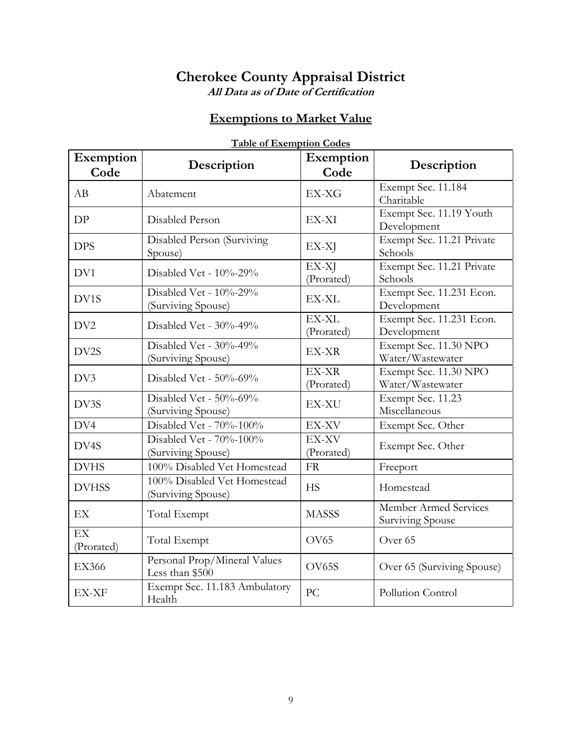# Cherokee County Appraisal District

***All Data as of Date of Certification***

## Exemptions to Market Value

**Table of Exemption Codes**

| Exemption Code | Description | Exemption Code | Description |
|---|---|---|---|
| AB | Abatement | EX-XG | Exempt Sec. 11.184 Charitable |
| DP | Disabled Person | EX-XI | Exempt Sec. 11.19 Youth Development |
| DPS | Disabled Person (Surviving Spouse) | EX-XJ | Exempt Sec. 11.21 Private Schools |
| DV1 | Disabled Vet - 10%-29% | EX-XJ (Prorated) | Exempt Sec. 11.21 Private Schools |
| DV1S | Disabled Vet - 10%-29% (Surviving Spouse) | EX-XL | Exempt Sec. 11.231 Econ. Development |
| DV2 | Disabled Vet - 30%-49% | EX-XL (Prorated) | Exempt Sec. 11.231 Econ. Development |
| DV2S | Disabled Vet - 30%-49% (Surviving Spouse) | EX-XR | Exempt Sec. 11.30 NPO Water/Wastewater |
| DV3 | Disabled Vet - 50%-69% | EX-XR (Prorated) | Exempt Sec. 11.30 NPO Water/Wastewater |
| DV3S | Disabled Vet - 50%-69% (Surviving Spouse) | EX-XU | Exempt Sec. 11.23 Miscellaneous |
| DV4 | Disabled Vet - 70%-100% | EX-XV | Exempt Sec. Other |
| DV4S | Disabled Vet - 70%-100% (Surviving Spouse) | EX-XV (Prorated) | Exempt Sec. Other |
| DVHS | 100% Disabled Vet Homestead | FR | Freeport |
| DVHSS | 100% Disabled Vet Homestead (Surviving Spouse) | HS | Homestead |
| EX | Total Exempt | MASSS | Member Armed Services Surviving Spouse |
| EX (Prorated) | Total Exempt | OV65 | Over 65 |
| EX366 | Personal Prop/Mineral Values Less than $500 | OV65S | Over 65 (Surviving Spouse) |
| EX-XF | Exempt Sec. 11.183 Ambulatory Health | PC | Pollution Control |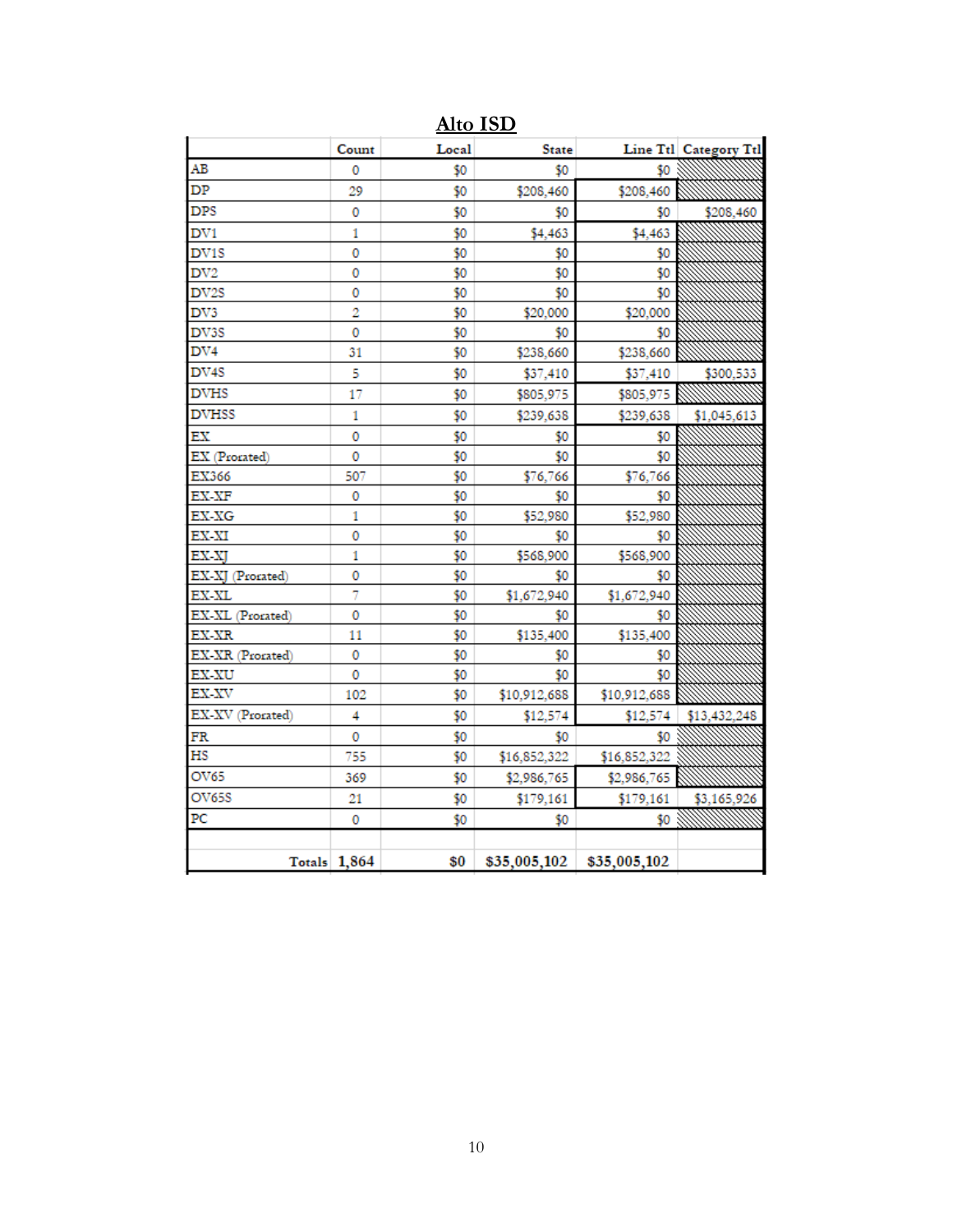## Alto ISD

| | Count | Local | State | Line Ttl | Category Ttl |
|---|---|---|---|---|---|
| AB | 0 | $0 | $0 | $0 | |
| DP | 29 | $0 | $208,460 | $208,460 | |
| DPS | 0 | $0 | $0 | $0 | $208,460 |
| DV1 | 1 | $0 | $4,463 | $4,463 | |
| DV1S | 0 | $0 | $0 | $0 | |
| DV2 | 0 | $0 | $0 | $0 | |
| DV2S | 0 | $0 | $0 | $0 | |
| DV3 | 2 | $0 | $20,000 | $20,000 | |
| DV3S | 0 | $0 | $0 | $0 | |
| DV4 | 31 | $0 | $238,660 | $238,660 | |
| DV4S | 5 | $0 | $37,410 | $37,410 | $300,533 |
| DVHS | 17 | $0 | $805,975 | $805,975 | |
| DVHSS | 1 | $0 | $239,638 | $239,638 | $1,045,613 |
| EX | 0 | $0 | $0 | $0 | |
| EX (Prorated) | 0 | $0 | $0 | $0 | |
| EX366 | 507 | $0 | $76,766 | $76,766 | |
| EX-XF | 0 | $0 | $0 | $0 | |
| EX-XG | 1 | $0 | $52,980 | $52,980 | |
| EX-XI | 0 | $0 | $0 | $0 | |
| EX-XJ | 1 | $0 | $568,900 | $568,900 | |
| EX-XJ (Prorated) | 0 | $0 | $0 | $0 | |
| EX-XL | 7 | $0 | $1,672,940 | $1,672,940 | |
| EX-XL (Prorated) | 0 | $0 | $0 | $0 | |
| EX-XR | 11 | $0 | $135,400 | $135,400 | |
| EX-XR (Prorated) | 0 | $0 | $0 | $0 | |
| EX-XU | 0 | $0 | $0 | $0 | |
| EX-XV | 102 | $0 | $10,912,688 | $10,912,688 | |
| EX-XV (Prorated) | 4 | $0 | $12,574 | $12,574 | $13,432,248 |
| FR | 0 | $0 | $0 | $0 | |
| HS | 755 | $0 | $16,852,322 | $16,852,322 | |
| OV65 | 369 | $0 | $2,986,765 | $2,986,765 | |
| OV65S | 21 | $0 | $179,161 | $179,161 | $3,165,926 |
| PC | 0 | $0 | $0 | $0 | |
| **Totals** | **1,864** | **$0** | **$35,005,102** | **$35,005,102** | |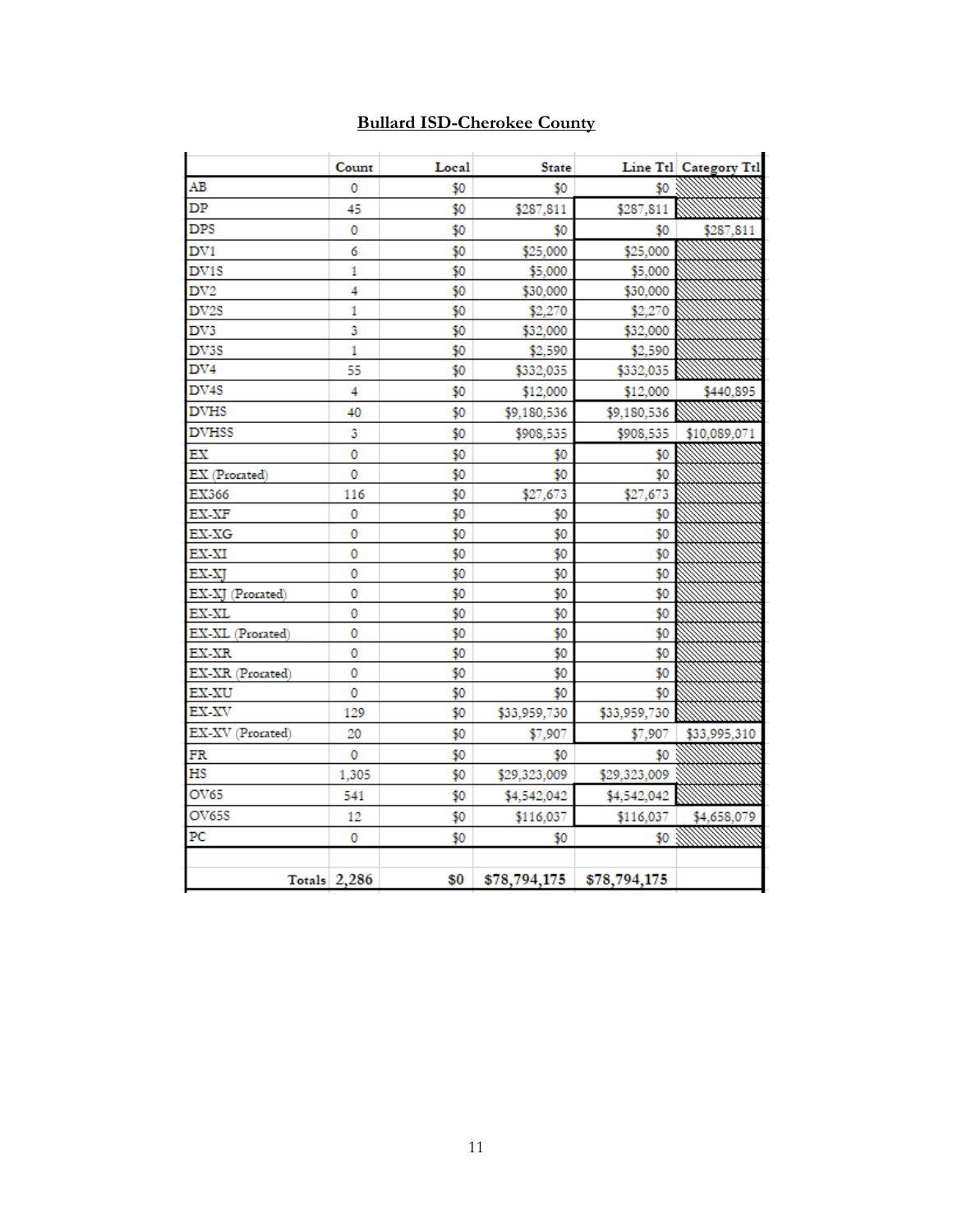**Bullard ISD-Cherokee County**

| | Count | Local | State | Line Ttl | Category Ttl |
|---|---|---|---|---|---|
| AB | 0 | $0 | $0 | $0 | |
| DP | 45 | $0 | $287,811 | $287,811 | |
| DPS | 0 | $0 | $0 | $0 | $287,811 |
| DV1 | 6 | $0 | $25,000 | $25,000 | |
| DV1S | 1 | $0 | $5,000 | $5,000 | |
| DV2 | 4 | $0 | $30,000 | $30,000 | |
| DV2S | 1 | $0 | $2,270 | $2,270 | |
| DV3 | 3 | $0 | $32,000 | $32,000 | |
| DV3S | 1 | $0 | $2,590 | $2,590 | |
| DV4 | 55 | $0 | $332,035 | $332,035 | |
| DV4S | 4 | $0 | $12,000 | $12,000 | $440,895 |
| DVHS | 40 | $0 | $9,180,536 | $9,180,536 | |
| DVHSS | 3 | $0 | $908,535 | $908,535 | $10,089,071 |
| EX | 0 | $0 | $0 | $0 | |
| EX (Prorated) | 0 | $0 | $0 | $0 | |
| EX366 | 116 | $0 | $27,673 | $27,673 | |
| EX-XF | 0 | $0 | $0 | $0 | |
| EX-XG | 0 | $0 | $0 | $0 | |
| EX-XI | 0 | $0 | $0 | $0 | |
| EX-XJ | 0 | $0 | $0 | $0 | |
| EX-XJ (Prorated) | 0 | $0 | $0 | $0 | |
| EX-XL | 0 | $0 | $0 | $0 | |
| EX-XL (Prorated) | 0 | $0 | $0 | $0 | |
| EX-XR | 0 | $0 | $0 | $0 | |
| EX-XR (Prorated) | 0 | $0 | $0 | $0 | |
| EX-XU | 0 | $0 | $0 | $0 | |
| EX-XV | 129 | $0 | $33,959,730 | $33,959,730 | |
| EX-XV (Prorated) | 20 | $0 | $7,907 | $7,907 | $33,995,310 |
| FR | 0 | $0 | $0 | $0 | |
| HS | 1,305 | $0 | $29,323,009 | $29,323,009 | |
| OV65 | 541 | $0 | $4,542,042 | $4,542,042 | |
| OV65S | 12 | $0 | $116,037 | $116,037 | $4,658,079 |
| PC | 0 | $0 | $0 | $0 | |
| **Totals** | **2,286** | **$0** | **$78,794,175** | **$78,794,175** | |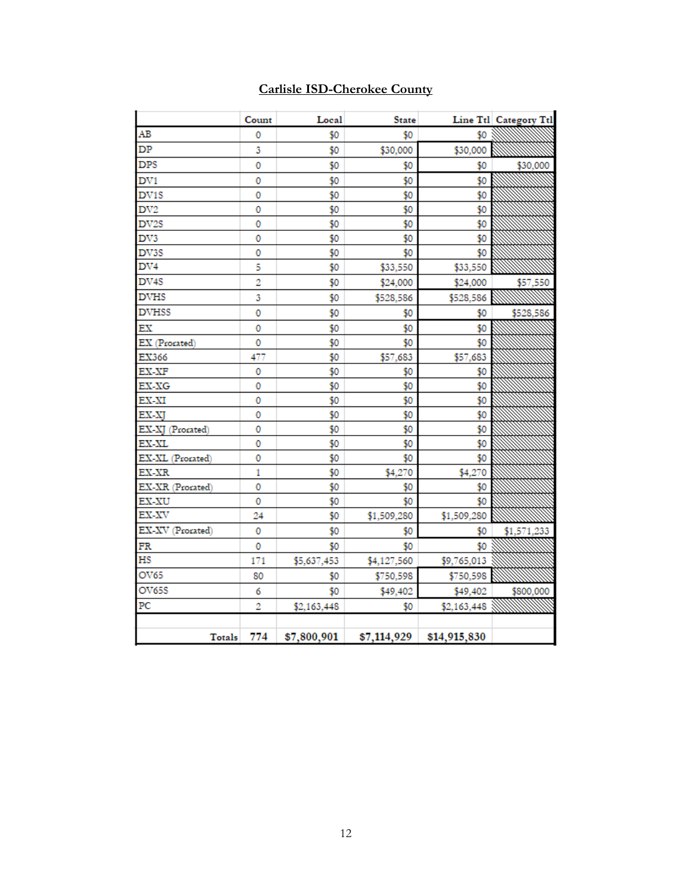**Carlisle ISD-Cherokee County**

| | Count | Local | State | Line Ttl | Category Ttl |
|---|---|---|---|---|---|
| AB | 0 | $0 | $0 | $0 | |
| DP | 3 | $0 | $30,000 | $30,000 | |
| DPS | 0 | $0 | $0 | $0 | $30,000 |
| DV1 | 0 | $0 | $0 | $0 | |
| DV1S | 0 | $0 | $0 | $0 | |
| DV2 | 0 | $0 | $0 | $0 | |
| DV2S | 0 | $0 | $0 | $0 | |
| DV3 | 0 | $0 | $0 | $0 | |
| DV3S | 0 | $0 | $0 | $0 | |
| DV4 | 5 | $0 | $33,550 | $33,550 | |
| DV4S | 2 | $0 | $24,000 | $24,000 | $57,550 |
| DVHS | 3 | $0 | $528,586 | $528,586 | |
| DVHSS | 0 | $0 | $0 | $0 | $528,586 |
| EX | 0 | $0 | $0 | $0 | |
| EX (Prorated) | 0 | $0 | $0 | $0 | |
| EX366 | 477 | $0 | $57,683 | $57,683 | |
| EX-XF | 0 | $0 | $0 | $0 | |
| EX-XG | 0 | $0 | $0 | $0 | |
| EX-XI | 0 | $0 | $0 | $0 | |
| EX-XJ | 0 | $0 | $0 | $0 | |
| EX-XJ (Prorated) | 0 | $0 | $0 | $0 | |
| EX-XL | 0 | $0 | $0 | $0 | |
| EX-XL (Prorated) | 0 | $0 | $0 | $0 | |
| EX-XR | 1 | $0 | $4,270 | $4,270 | |
| EX-XR (Prorated) | 0 | $0 | $0 | $0 | |
| EX-XU | 0 | $0 | $0 | $0 | |
| EX-XV | 24 | $0 | $1,509,280 | $1,509,280 | |
| EX-XV (Prorated) | 0 | $0 | $0 | $0 | $1,571,233 |
| FR | 0 | $0 | $0 | $0 | |
| HS | 171 | $5,637,453 | $4,127,560 | $9,765,013 | |
| OV65 | 80 | $0 | $750,598 | $750,598 | |
| OV65S | 6 | $0 | $49,402 | $49,402 | $800,000 |
| PC | 2 | $2,163,448 | $0 | $2,163,448 | |
| | | | | | |
| Totals | 774 | $7,800,901 | $7,114,929 | $14,915,830 | |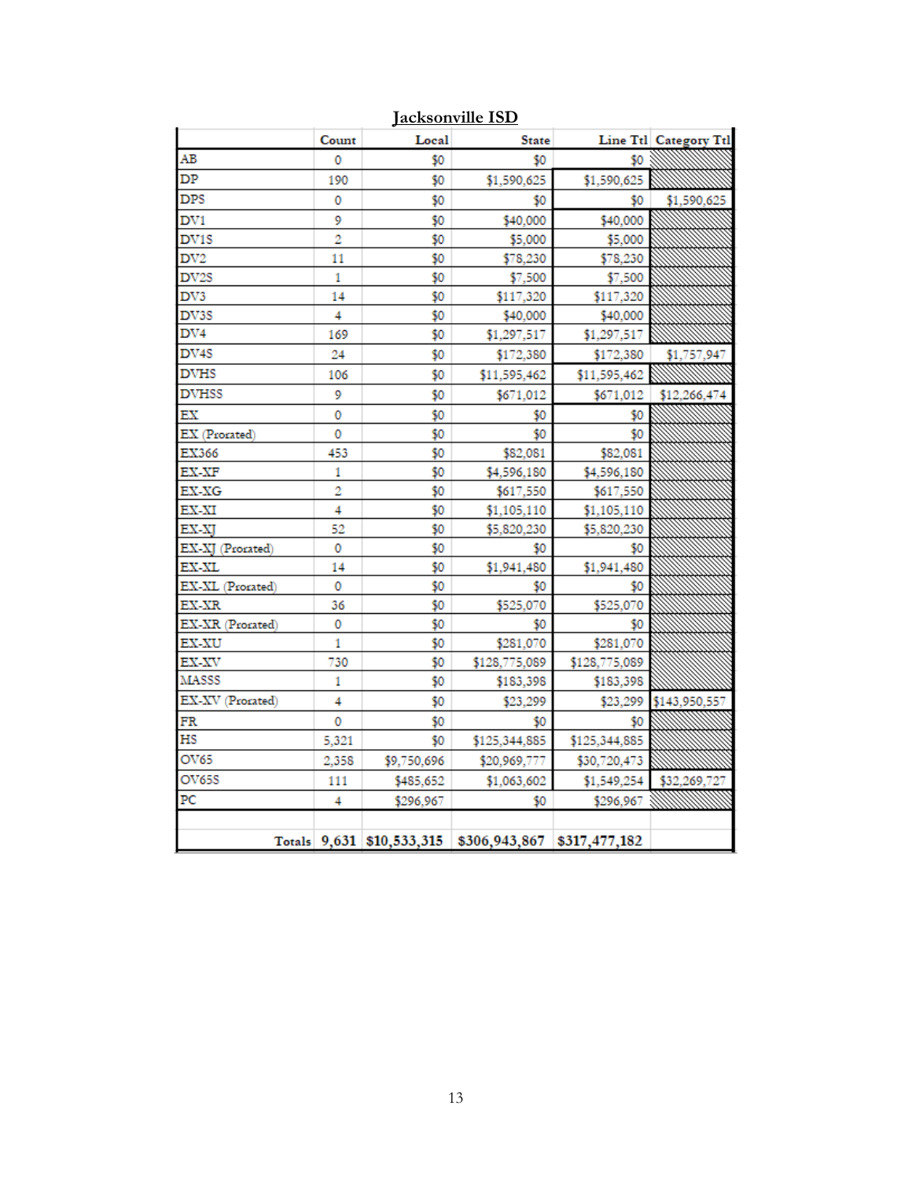## Jacksonville ISD

| | Count | Local | State | Line Ttl | Category Ttl |
|---|---|---|---|---|---|
| AB | 0 | $0 | $0 | $0 | |
| DP | 190 | $0 | $1,590,625 | $1,590,625 | |
| DPS | 0 | $0 | $0 | $0 | $1,590,625 |
| DV1 | 9 | $0 | $40,000 | $40,000 | |
| DV1S | 2 | $0 | $5,000 | $5,000 | |
| DV2 | 11 | $0 | $78,230 | $78,230 | |
| DV2S | 1 | $0 | $7,500 | $7,500 | |
| DV3 | 14 | $0 | $117,320 | $117,320 | |
| DV3S | 4 | $0 | $40,000 | $40,000 | |
| DV4 | 169 | $0 | $1,297,517 | $1,297,517 | |
| DV4S | 24 | $0 | $172,380 | $172,380 | $1,757,947 |
| DVHS | 106 | $0 | $11,595,462 | $11,595,462 | |
| DVHSS | 9 | $0 | $671,012 | $671,012 | $12,266,474 |
| EX | 0 | $0 | $0 | $0 | |
| EX (Prorated) | 0 | $0 | $0 | $0 | |
| EX366 | 453 | $0 | $82,081 | $82,081 | |
| EX-XF | 1 | $0 | $4,596,180 | $4,596,180 | |
| EX-XG | 2 | $0 | $617,550 | $617,550 | |
| EX-XI | 4 | $0 | $1,105,110 | $1,105,110 | |
| EX-XJ | 52 | $0 | $5,820,230 | $5,820,230 | |
| EX-XJ (Prorated) | 0 | $0 | $0 | $0 | |
| EX-XL | 14 | $0 | $1,941,480 | $1,941,480 | |
| EX-XL (Prorated) | 0 | $0 | $0 | $0 | |
| EX-XR | 36 | $0 | $525,070 | $525,070 | |
| EX-XR (Prorated) | 0 | $0 | $0 | $0 | |
| EX-XU | 1 | $0 | $281,070 | $281,070 | |
| EX-XV | 730 | $0 | $128,775,089 | $128,775,089 | |
| MASSS | 1 | $0 | $183,398 | $183,398 | |
| EX-XV (Prorated) | 4 | $0 | $23,299 | $23,299 | $143,950,557 |
| FR | 0 | $0 | $0 | $0 | |
| HS | 5,321 | $0 | $125,344,885 | $125,344,885 | |
| OV65 | 2,358 | $9,750,696 | $20,969,777 | $30,720,473 | |
| OV65S | 111 | $485,652 | $1,063,602 | $1,549,254 | $32,269,727 |
| PC | 4 | $296,967 | $0 | $296,967 | |
| | | | | | |
| Totals | 9,631 | $10,533,315 | $306,943,867 | $317,477,182 | |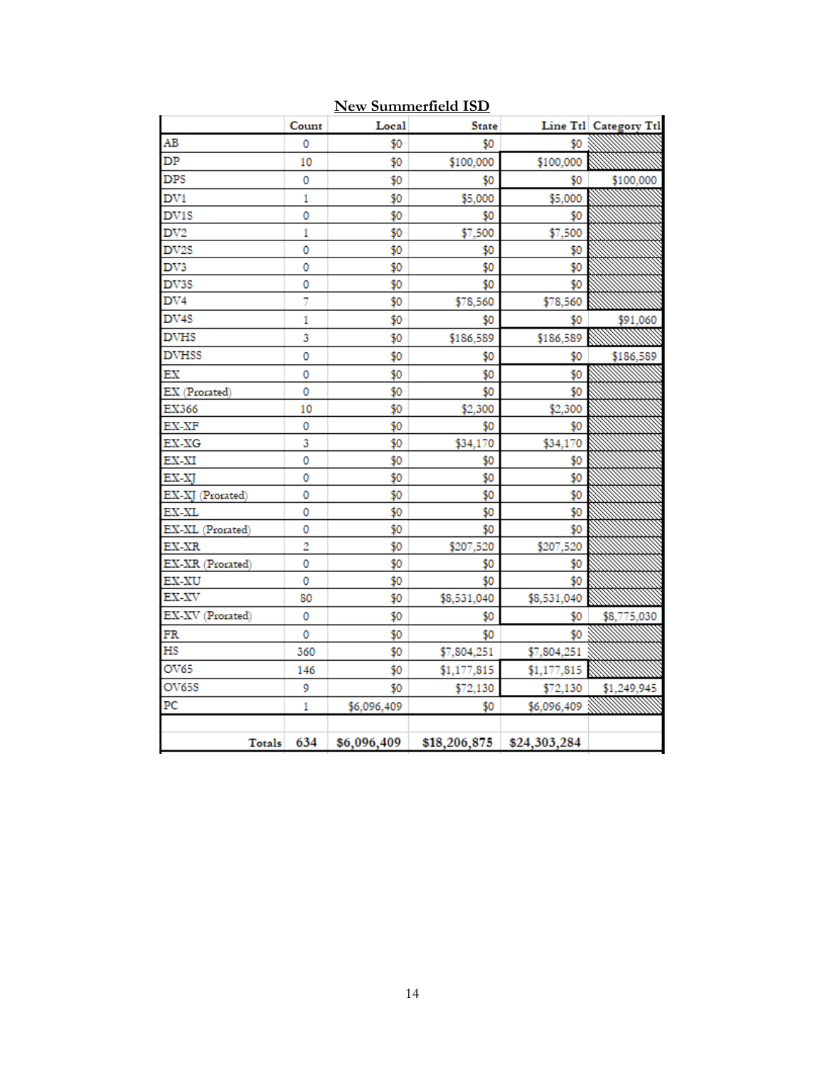**New Summerfield ISD**

| | Count | Local | State | Line Ttl | Category Ttl |
|---|---|---|---|---|---|
| AB | 0 | $0 | $0 | $0 | |
| DP | 10 | $0 | $100,000 | $100,000 | |
| DPS | 0 | $0 | $0 | $0 | $100,000 |
| DV1 | 1 | $0 | $5,000 | $5,000 | |
| DV1S | 0 | $0 | $0 | $0 | |
| DV2 | 1 | $0 | $7,500 | $7,500 | |
| DV2S | 0 | $0 | $0 | $0 | |
| DV3 | 0 | $0 | $0 | $0 | |
| DV3S | 0 | $0 | $0 | $0 | |
| DV4 | 7 | $0 | $78,560 | $78,560 | |
| DV4S | 1 | $0 | $0 | $0 | $91,060 |
| DVHS | 3 | $0 | $186,589 | $186,589 | |
| DVHSS | 0 | $0 | $0 | $0 | $186,589 |
| EX | 0 | $0 | $0 | $0 | |
| EX (Prorated) | 0 | $0 | $0 | $0 | |
| EX366 | 10 | $0 | $2,300 | $2,300 | |
| EX-XF | 0 | $0 | $0 | $0 | |
| EX-XG | 3 | $0 | $34,170 | $34,170 | |
| EX-XI | 0 | $0 | $0 | $0 | |
| EX-XJ | 0 | $0 | $0 | $0 | |
| EX-XJ (Prorated) | 0 | $0 | $0 | $0 | |
| EX-XL | 0 | $0 | $0 | $0 | |
| EX-XL (Prorated) | 0 | $0 | $0 | $0 | |
| EX-XR | 2 | $0 | $207,520 | $207,520 | |
| EX-XR (Prorated) | 0 | $0 | $0 | $0 | |
| EX-XU | 0 | $0 | $0 | $0 | |
| EX-XV | 80 | $0 | $8,531,040 | $8,531,040 | |
| EX-XV (Prorated) | 0 | $0 | $0 | $0 | $8,775,030 |
| FR | 0 | $0 | $0 | $0 | |
| HS | 360 | $0 | $7,804,251 | $7,804,251 | |
| OV65 | 146 | $0 | $1,177,815 | $1,177,815 | |
| OV65S | 9 | $0 | $72,130 | $72,130 | $1,249,945 |
| PC | 1 | $6,096,409 | $0 | $6,096,409 | |
| | | | | | |
| **Totals** | **634** | **$6,096,409** | **$18,206,875** | **$24,303,284** | |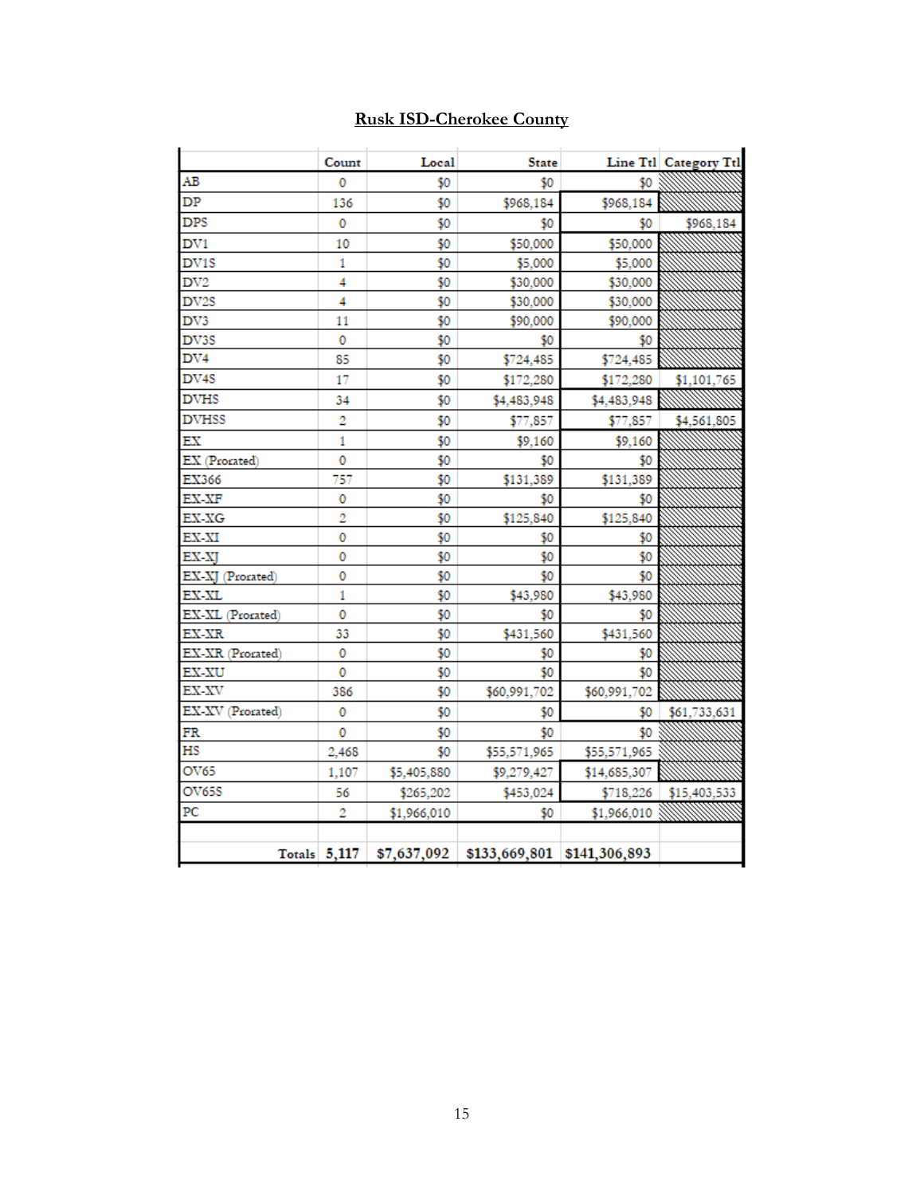## Rusk ISD-Cherokee County

| | Count | Local | State | Line Ttl | Category Ttl |
|---|---|---|---|---|---|
| AB | 0 | $0 | $0 | $0 | |
| DP | 136 | $0 | $968,184 | $968,184 | |
| DPS | 0 | $0 | $0 | $0 | $968,184 |
| DV1 | 10 | $0 | $50,000 | $50,000 | |
| DV1S | 1 | $0 | $5,000 | $5,000 | |
| DV2 | 4 | $0 | $30,000 | $30,000 | |
| DV2S | 4 | $0 | $30,000 | $30,000 | |
| DV3 | 11 | $0 | $90,000 | $90,000 | |
| DV3S | 0 | $0 | $0 | $0 | |
| DV4 | 85 | $0 | $724,485 | $724,485 | |
| DV4S | 17 | $0 | $172,280 | $172,280 | $1,101,765 |
| DVHS | 34 | $0 | $4,483,948 | $4,483,948 | |
| DVHSS | 2 | $0 | $77,857 | $77,857 | $4,561,805 |
| EX | 1 | $0 | $9,160 | $9,160 | |
| EX (Prorated) | 0 | $0 | $0 | $0 | |
| EX366 | 757 | $0 | $131,389 | $131,389 | |
| EX-XF | 0 | $0 | $0 | $0 | |
| EX-XG | 2 | $0 | $125,840 | $125,840 | |
| EX-XI | 0 | $0 | $0 | $0 | |
| EX-XJ | 0 | $0 | $0 | $0 | |
| EX-XJ (Prorated) | 0 | $0 | $0 | $0 | |
| EX-XL | 1 | $0 | $43,980 | $43,980 | |
| EX-XL (Prorated) | 0 | $0 | $0 | $0 | |
| EX-XR | 33 | $0 | $431,560 | $431,560 | |
| EX-XR (Prorated) | 0 | $0 | $0 | $0 | |
| EX-XU | 0 | $0 | $0 | $0 | |
| EX-XV | 386 | $0 | $60,991,702 | $60,991,702 | |
| EX-XV (Prorated) | 0 | $0 | $0 | $0 | $61,733,631 |
| FR | 0 | $0 | $0 | $0 | |
| HS | 2,468 | $0 | $55,571,965 | $55,571,965 | |
| OV65 | 1,107 | $5,405,880 | $9,279,427 | $14,685,307 | |
| OV65S | 56 | $265,202 | $453,024 | $718,226 | $15,403,533 |
| PC | 2 | $1,966,010 | $0 | $1,966,010 | |
| | | | | | |
| Totals | 5,117 | $7,637,092 | $133,669,801 | $141,306,893 | |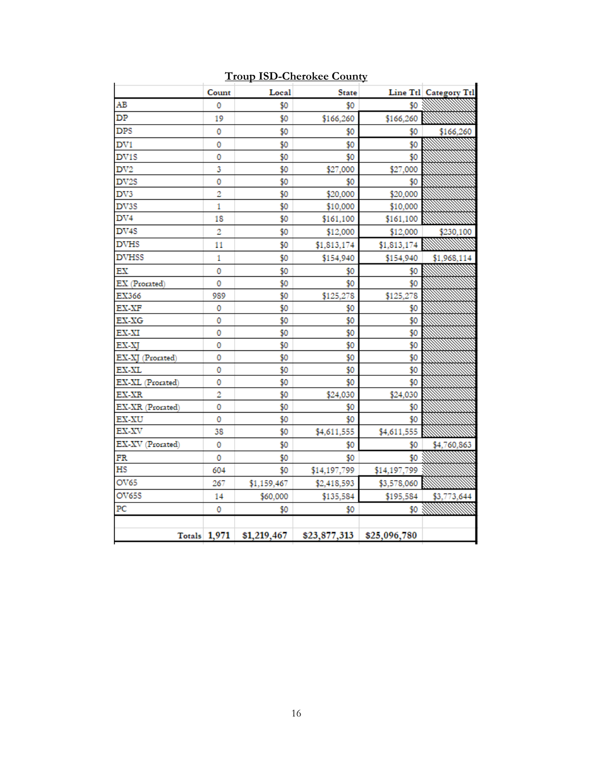## Troup ISD-Cherokee County

| | Count | Local | State | Line Ttl | Category Ttl |
|---|---|---|---|---|---|
| AB | 0 | $0 | $0 | $0 | |
| DP | 19 | $0 | $166,260 | $166,260 | |
| DPS | 0 | $0 | $0 | $0 | $166,260 |
| DV1 | 0 | $0 | $0 | $0 | |
| DV1S | 0 | $0 | $0 | $0 | |
| DV2 | 3 | $0 | $27,000 | $27,000 | |
| DV2S | 0 | $0 | $0 | $0 | |
| DV3 | 2 | $0 | $20,000 | $20,000 | |
| DV3S | 1 | $0 | $10,000 | $10,000 | |
| DV4 | 18 | $0 | $161,100 | $161,100 | |
| DV4S | 2 | $0 | $12,000 | $12,000 | $230,100 |
| DVHS | 11 | $0 | $1,813,174 | $1,813,174 | |
| DVHSS | 1 | $0 | $154,940 | $154,940 | $1,968,114 |
| EX | 0 | $0 | $0 | $0 | |
| EX (Prorated) | 0 | $0 | $0 | $0 | |
| EX366 | 989 | $0 | $125,278 | $125,278 | |
| EX-XF | 0 | $0 | $0 | $0 | |
| EX-XG | 0 | $0 | $0 | $0 | |
| EX-XI | 0 | $0 | $0 | $0 | |
| EX-XJ | 0 | $0 | $0 | $0 | |
| EX-XJ (Prorated) | 0 | $0 | $0 | $0 | |
| EX-XL | 0 | $0 | $0 | $0 | |
| EX-XL (Prorated) | 0 | $0 | $0 | $0 | |
| EX-XR | 2 | $0 | $24,030 | $24,030 | |
| EX-XR (Prorated) | 0 | $0 | $0 | $0 | |
| EX-XU | 0 | $0 | $0 | $0 | |
| EX-XV | 38 | $0 | $4,611,555 | $4,611,555 | |
| EX-XV (Prorated) | 0 | $0 | $0 | $0 | $4,760,863 |
| FR | 0 | $0 | $0 | $0 | |
| HS | 604 | $0 | $14,197,799 | $14,197,799 | |
| OV65 | 267 | $1,159,467 | $2,418,593 | $3,578,060 | |
| OV65S | 14 | $60,000 | $135,584 | $195,584 | $3,773,644 |
| PC | 0 | $0 | $0 | $0 | |
| | | | | | |
| Totals | 1,971 | $1,219,467 | $23,877,313 | $25,096,780 | |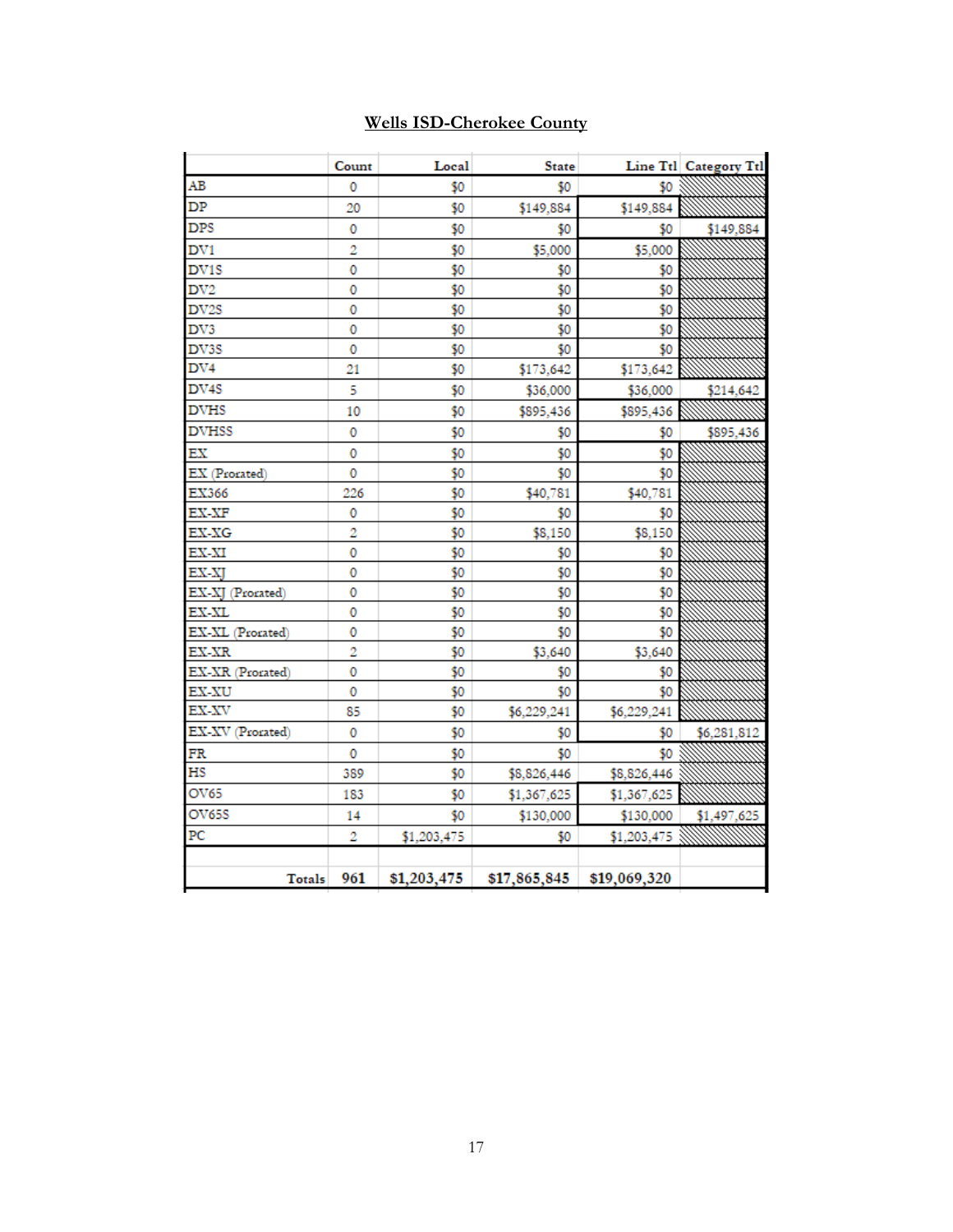**Wells ISD-Cherokee County**

| | Count | Local | State | Line Ttl | Category Ttl |
|---|---|---|---|---|---|
| AB | 0 | $0 | $0 | $0 | |
| DP | 20 | $0 | $149,884 | $149,884 | |
| DPS | 0 | $0 | $0 | $0 | $149,884 |
| DV1 | 2 | $0 | $5,000 | $5,000 | |
| DV1S | 0 | $0 | $0 | $0 | |
| DV2 | 0 | $0 | $0 | $0 | |
| DV2S | 0 | $0 | $0 | $0 | |
| DV3 | 0 | $0 | $0 | $0 | |
| DV3S | 0 | $0 | $0 | $0 | |
| DV4 | 21 | $0 | $173,642 | $173,642 | |
| DV4S | 5 | $0 | $36,000 | $36,000 | $214,642 |
| DVHS | 10 | $0 | $895,436 | $895,436 | |
| DVHSS | 0 | $0 | $0 | $0 | $895,436 |
| EX | 0 | $0 | $0 | $0 | |
| EX (Prorated) | 0 | $0 | $0 | $0 | |
| EX366 | 226 | $0 | $40,781 | $40,781 | |
| EX-XF | 0 | $0 | $0 | $0 | |
| EX-XG | 2 | $0 | $8,150 | $8,150 | |
| EX-XI | 0 | $0 | $0 | $0 | |
| EX-XJ | 0 | $0 | $0 | $0 | |
| EX-XJ (Prorated) | 0 | $0 | $0 | $0 | |
| EX-XL | 0 | $0 | $0 | $0 | |
| EX-XL (Prorated) | 0 | $0 | $0 | $0 | |
| EX-XR | 2 | $0 | $3,640 | $3,640 | |
| EX-XR (Prorated) | 0 | $0 | $0 | $0 | |
| EX-XU | 0 | $0 | $0 | $0 | |
| EX-XV | 85 | $0 | $6,229,241 | $6,229,241 | |
| EX-XV (Prorated) | 0 | $0 | $0 | $0 | $6,281,812 |
| FR | 0 | $0 | $0 | $0 | |
| HS | 389 | $0 | $8,826,446 | $8,826,446 | |
| OV65 | 183 | $0 | $1,367,625 | $1,367,625 | |
| OV65S | 14 | $0 | $130,000 | $130,000 | $1,497,625 |
| PC | 2 | $1,203,475 | $0 | $1,203,475 | |
| | | | | | |
| **Totals** | **961** | **$1,203,475** | **$17,865,845** | **$19,069,320** | |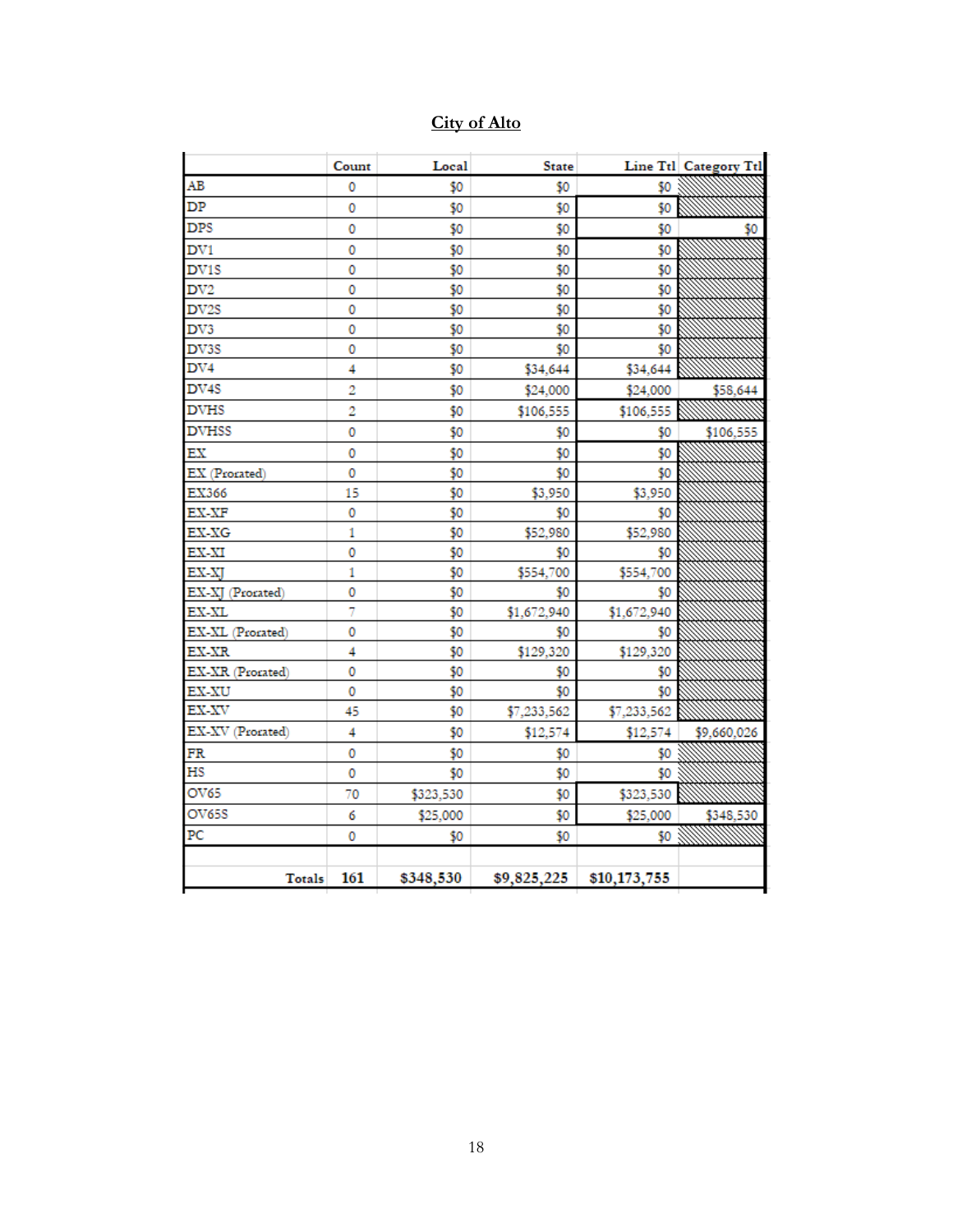## City of Alto

| | Count | Local | State | Line Ttl | Category Ttl |
|---|---|---|---|---|---|
| AB | 0 | $0 | $0 | $0 | |
| DP | 0 | $0 | $0 | $0 | |
| DPS | 0 | $0 | $0 | $0 | $0 |
| DV1 | 0 | $0 | $0 | $0 | |
| DV1S | 0 | $0 | $0 | $0 | |
| DV2 | 0 | $0 | $0 | $0 | |
| DV2S | 0 | $0 | $0 | $0 | |
| DV3 | 0 | $0 | $0 | $0 | |
| DV3S | 0 | $0 | $0 | $0 | |
| DV4 | 4 | $0 | $34,644 | $34,644 | |
| DV4S | 2 | $0 | $24,000 | $24,000 | $58,644 |
| DVHS | 2 | $0 | $106,555 | $106,555 | |
| DVHSS | 0 | $0 | $0 | $0 | $106,555 |
| EX | 0 | $0 | $0 | $0 | |
| EX (Prorated) | 0 | $0 | $0 | $0 | |
| EX366 | 15 | $0 | $3,950 | $3,950 | |
| EX-XF | 0 | $0 | $0 | $0 | |
| EX-XG | 1 | $0 | $52,980 | $52,980 | |
| EX-XI | 0 | $0 | $0 | $0 | |
| EX-XJ | 1 | $0 | $554,700 | $554,700 | |
| EX-XJ (Prorated) | 0 | $0 | $0 | $0 | |
| EX-XL | 7 | $0 | $1,672,940 | $1,672,940 | |
| EX-XL (Prorated) | 0 | $0 | $0 | $0 | |
| EX-XR | 4 | $0 | $129,320 | $129,320 | |
| EX-XR (Prorated) | 0 | $0 | $0 | $0 | |
| EX-XU | 0 | $0 | $0 | $0 | |
| EX-XV | 45 | $0 | $7,233,562 | $7,233,562 | |
| EX-XV (Prorated) | 4 | $0 | $12,574 | $12,574 | $9,660,026 |
| FR | 0 | $0 | $0 | $0 | |
| HS | 0 | $0 | $0 | $0 | |
| OV65 | 70 | $323,530 | $0 | $323,530 | |
| OV65S | 6 | $25,000 | $0 | $25,000 | $348,530 |
| PC | 0 | $0 | $0 | $0 | |
| **Totals** | **161** | **$348,530** | **$9,825,225** | **$10,173,755** | |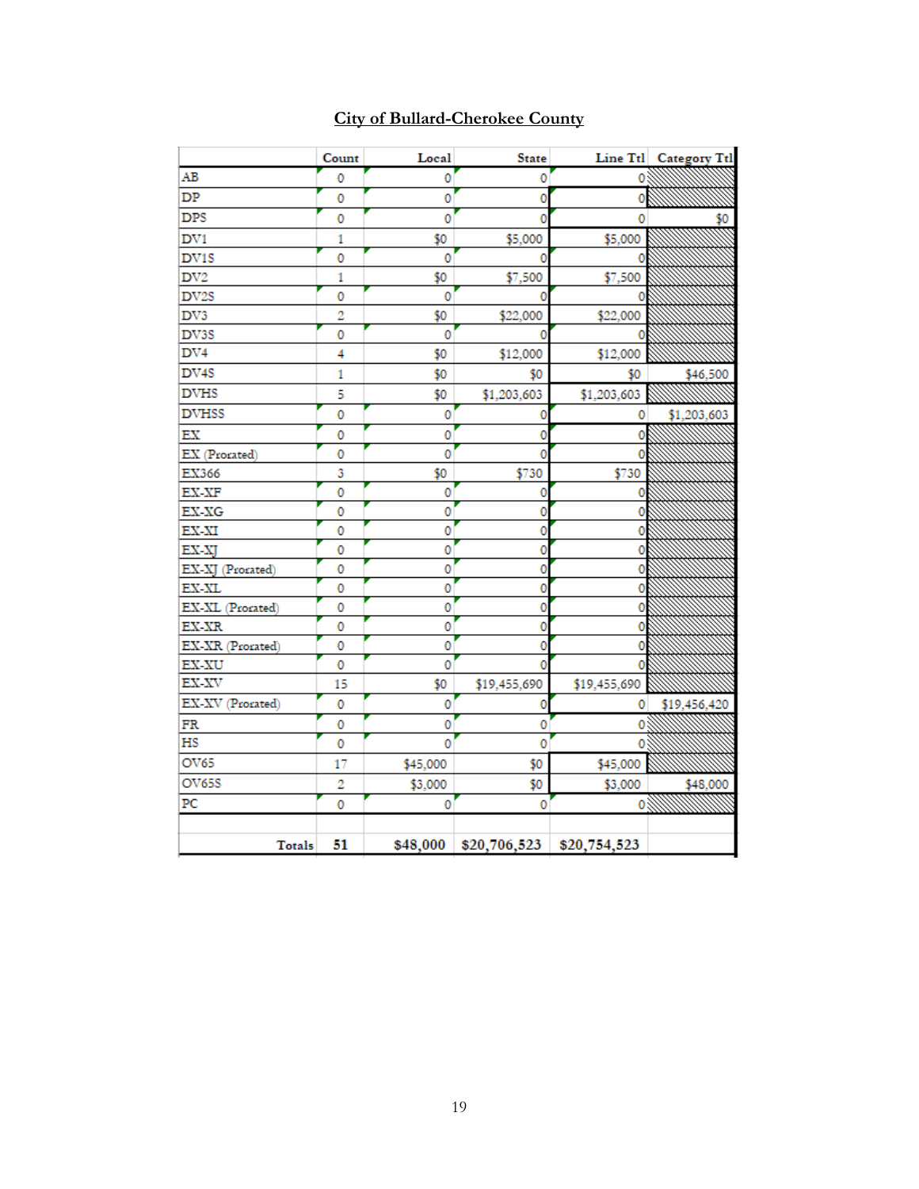## City of Bullard-Cherokee County

| | Count | Local | State | Line Ttl | Category Ttl |
|---|---|---|---|---|---|
| AB | 0 | 0 | 0 | 0 | |
| DP | 0 | 0 | 0 | 0 | |
| DPS | 0 | 0 | 0 | 0 | $0 |
| DV1 | 1 | $0 | $5,000 | $5,000 | |
| DV1S | 0 | 0 | 0 | 0 | |
| DV2 | 1 | $0 | $7,500 | $7,500 | |
| DV2S | 0 | 0 | 0 | 0 | |
| DV3 | 2 | $0 | $22,000 | $22,000 | |
| DV3S | 0 | 0 | 0 | 0 | |
| DV4 | 4 | $0 | $12,000 | $12,000 | |
| DV4S | 1 | $0 | $0 | $0 | $46,500 |
| DVHS | 5 | $0 | $1,203,603 | $1,203,603 | |
| DVHSS | 0 | 0 | 0 | 0 | $1,203,603 |
| EX | 0 | 0 | 0 | 0 | |
| EX (Prorated) | 0 | 0 | 0 | 0 | |
| EX366 | 3 | $0 | $730 | $730 | |
| EX-XF | 0 | 0 | 0 | 0 | |
| EX-XG | 0 | 0 | 0 | 0 | |
| EX-XI | 0 | 0 | 0 | 0 | |
| EX-XJ | 0 | 0 | 0 | 0 | |
| EX-XJ (Prorated) | 0 | 0 | 0 | 0 | |
| EX-XL | 0 | 0 | 0 | 0 | |
| EX-XL (Prorated) | 0 | 0 | 0 | 0 | |
| EX-XR | 0 | 0 | 0 | 0 | |
| EX-XR (Prorated) | 0 | 0 | 0 | 0 | |
| EX-XU | 0 | 0 | 0 | 0 | |
| EX-XV | 15 | $0 | $19,455,690 | $19,455,690 | |
| EX-XV (Prorated) | 0 | 0 | 0 | 0 | $19,456,420 |
| FR | 0 | 0 | 0 | 0 | |
| HS | 0 | 0 | 0 | 0 | |
| OV65 | 17 | $45,000 | $0 | $45,000 | |
| OV65S | 2 | $3,000 | $0 | $3,000 | $48,000 |
| PC | 0 | 0 | 0 | 0 | |
| | | | | | |
| **Totals** | **51** | **$48,000** | **$20,706,523** | **$20,754,523** | |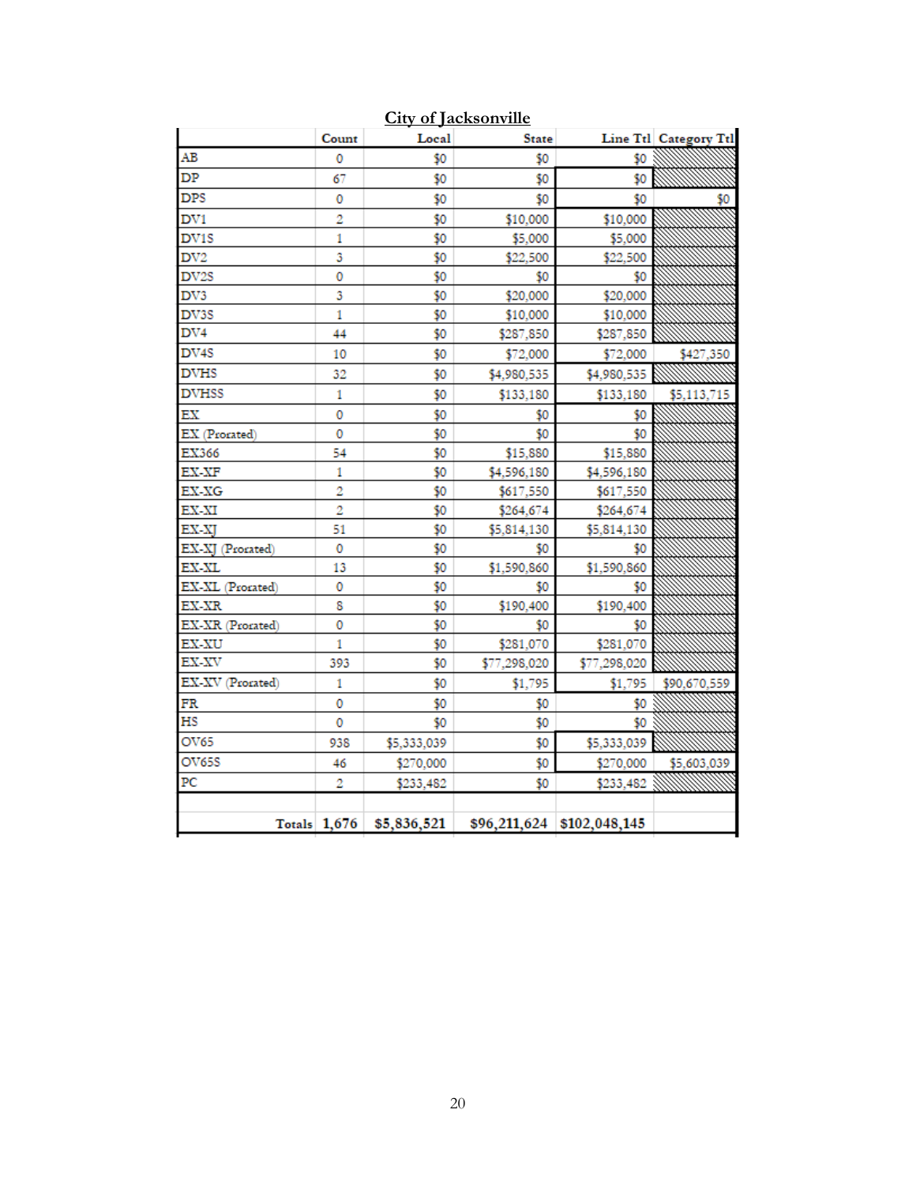## City of Jacksonville

| | Count | Local | State | Line Ttl | Category Ttl |
|---|---|---|---|---|---|
| AB | 0 | $0 | $0 | $0 | |
| DP | 67 | $0 | $0 | $0 | |
| DPS | 0 | $0 | $0 | $0 | $0 |
| DV1 | 2 | $0 | $10,000 | $10,000 | |
| DV1S | 1 | $0 | $5,000 | $5,000 | |
| DV2 | 3 | $0 | $22,500 | $22,500 | |
| DV2S | 0 | $0 | $0 | $0 | |
| DV3 | 3 | $0 | $20,000 | $20,000 | |
| DV3S | 1 | $0 | $10,000 | $10,000 | |
| DV4 | 44 | $0 | $287,850 | $287,850 | |
| DV4S | 10 | $0 | $72,000 | $72,000 | $427,350 |
| DVHS | 32 | $0 | $4,980,535 | $4,980,535 | |
| DVHSS | 1 | $0 | $133,180 | $133,180 | $5,113,715 |
| EX | 0 | $0 | $0 | $0 | |
| EX (Prorated) | 0 | $0 | $0 | $0 | |
| EX366 | 54 | $0 | $15,880 | $15,880 | |
| EX-XF | 1 | $0 | $4,596,180 | $4,596,180 | |
| EX-XG | 2 | $0 | $617,550 | $617,550 | |
| EX-XI | 2 | $0 | $264,674 | $264,674 | |
| EX-XJ | 51 | $0 | $5,814,130 | $5,814,130 | |
| EX-XJ (Prorated) | 0 | $0 | $0 | $0 | |
| EX-XL | 13 | $0 | $1,590,860 | $1,590,860 | |
| EX-XL (Prorated) | 0 | $0 | $0 | $0 | |
| EX-XR | 8 | $0 | $190,400 | $190,400 | |
| EX-XR (Prorated) | 0 | $0 | $0 | $0 | |
| EX-XU | 1 | $0 | $281,070 | $281,070 | |
| EX-XV | 393 | $0 | $77,298,020 | $77,298,020 | |
| EX-XV (Prorated) | 1 | $0 | $1,795 | $1,795 | $90,670,559 |
| FR | 0 | $0 | $0 | $0 | |
| HS | 0 | $0 | $0 | $0 | |
| OV65 | 938 | $5,333,039 | $0 | $5,333,039 | |
| OV65S | 46 | $270,000 | $0 | $270,000 | $5,603,039 |
| PC | 2 | $233,482 | $0 | $233,482 | |
| | | | | | |
| **Totals** | **1,676** | **$5,836,521** | **$96,211,624** | **$102,048,145** | |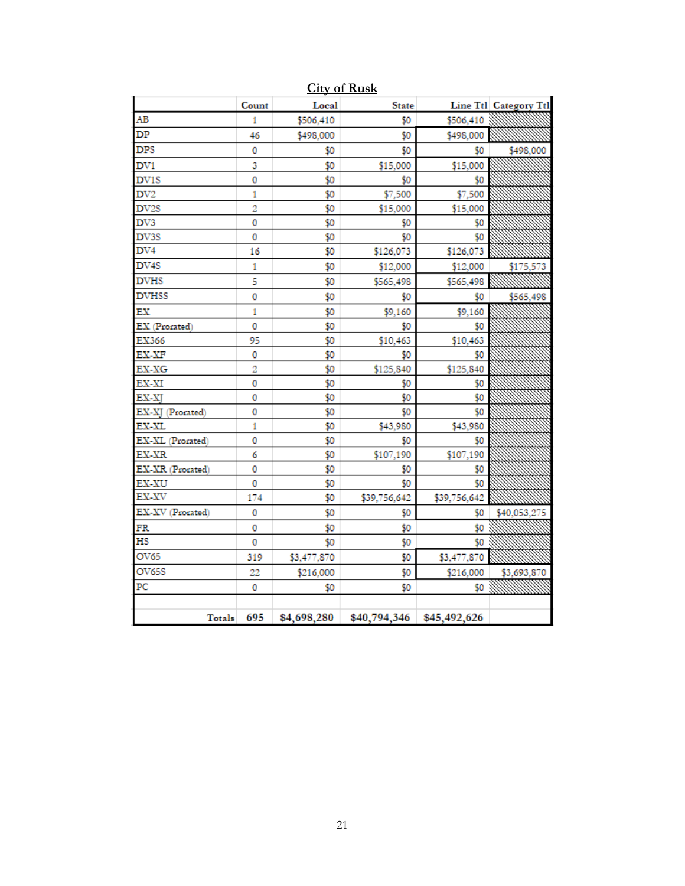## City of Rusk

| | Count | Local | State | Line Ttl | Category Ttl |
|---|---|---|---|---|---|
| AB | 1 | $506,410 | $0 | $506,410 | |
| DP | 46 | $498,000 | $0 | $498,000 | |
| DPS | 0 | $0 | $0 | $0 | $498,000 |
| DV1 | 3 | $0 | $15,000 | $15,000 | |
| DV1S | 0 | $0 | $0 | $0 | |
| DV2 | 1 | $0 | $7,500 | $7,500 | |
| DV2S | 2 | $0 | $15,000 | $15,000 | |
| DV3 | 0 | $0 | $0 | $0 | |
| DV3S | 0 | $0 | $0 | $0 | |
| DV4 | 16 | $0 | $126,073 | $126,073 | |
| DV4S | 1 | $0 | $12,000 | $12,000 | $175,573 |
| DVHS | 5 | $0 | $565,498 | $565,498 | |
| DVHSS | 0 | $0 | $0 | $0 | $565,498 |
| EX | 1 | $0 | $9,160 | $9,160 | |
| EX (Prorated) | 0 | $0 | $0 | $0 | |
| EX366 | 95 | $0 | $10,463 | $10,463 | |
| EX-XF | 0 | $0 | $0 | $0 | |
| EX-XG | 2 | $0 | $125,840 | $125,840 | |
| EX-XI | 0 | $0 | $0 | $0 | |
| EX-XJ | 0 | $0 | $0 | $0 | |
| EX-XJ (Prorated) | 0 | $0 | $0 | $0 | |
| EX-XL | 1 | $0 | $43,980 | $43,980 | |
| EX-XL (Prorated) | 0 | $0 | $0 | $0 | |
| EX-XR | 6 | $0 | $107,190 | $107,190 | |
| EX-XR (Prorated) | 0 | $0 | $0 | $0 | |
| EX-XU | 0 | $0 | $0 | $0 | |
| EX-XV | 174 | $0 | $39,756,642 | $39,756,642 | |
| EX-XV (Prorated) | 0 | $0 | $0 | $0 | $40,053,275 |
| FR | 0 | $0 | $0 | $0 | |
| HS | 0 | $0 | $0 | $0 | |
| OV65 | 319 | $3,477,870 | $0 | $3,477,870 | |
| OV65S | 22 | $216,000 | $0 | $216,000 | $3,693,870 |
| PC | 0 | $0 | $0 | $0 | |
| **Totals** | **695** | **$4,698,280** | **$40,794,346** | **$45,492,626** | |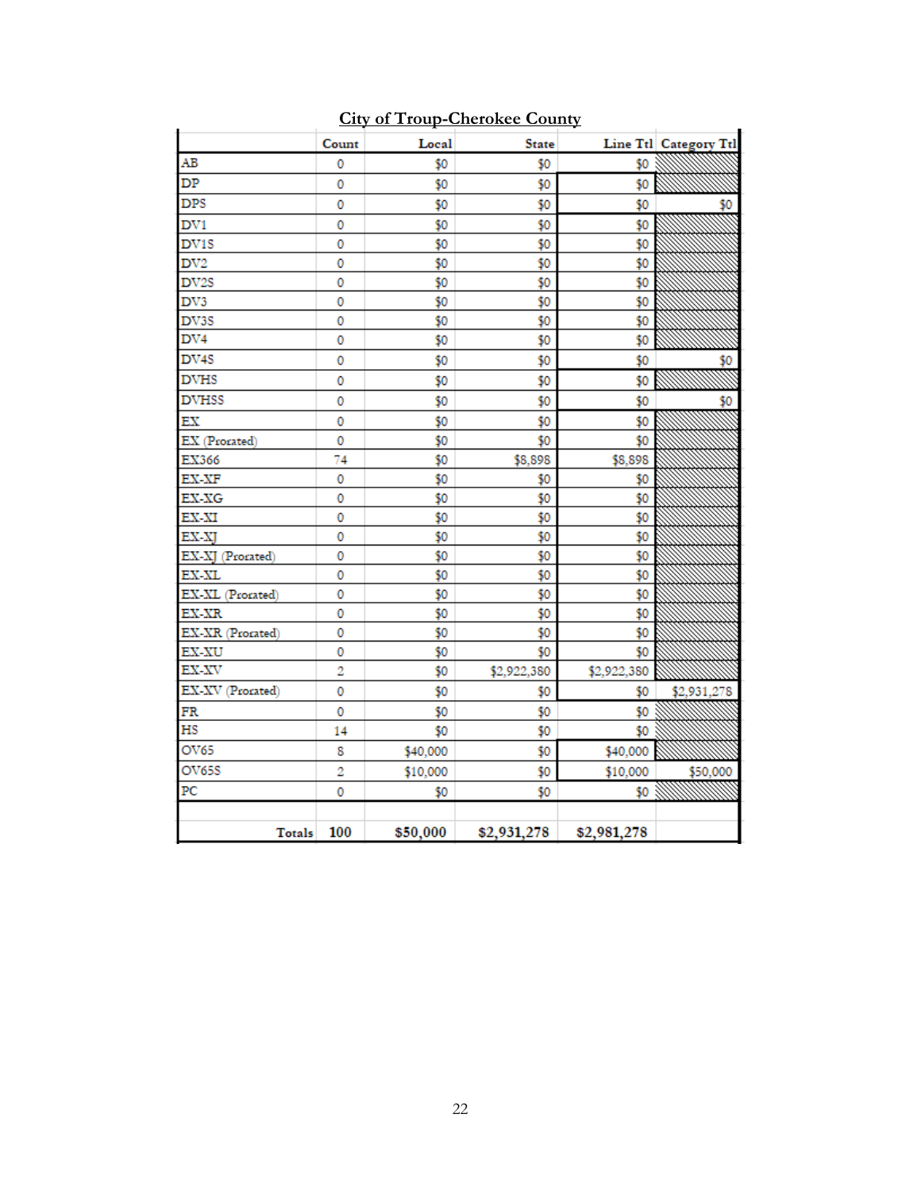**City of Troup-Cherokee County**

| | Count | Local | State | Line Ttl | Category Ttl |
|---|---|---|---|---|---|
| AB | 0 | $0 | $0 | $0 | |
| DP | 0 | $0 | $0 | $0 | |
| DPS | 0 | $0 | $0 | $0 | $0 |
| DV1 | 0 | $0 | $0 | $0 | |
| DV1S | 0 | $0 | $0 | $0 | |
| DV2 | 0 | $0 | $0 | $0 | |
| DV2S | 0 | $0 | $0 | $0 | |
| DV3 | 0 | $0 | $0 | $0 | |
| DV3S | 0 | $0 | $0 | $0 | |
| DV4 | 0 | $0 | $0 | $0 | |
| DV4S | 0 | $0 | $0 | $0 | $0 |
| DVHS | 0 | $0 | $0 | $0 | |
| DVHSS | 0 | $0 | $0 | $0 | $0 |
| EX | 0 | $0 | $0 | $0 | |
| EX (Prorated) | 0 | $0 | $0 | $0 | |
| EX366 | 74 | $0 | $8,898 | $8,898 | |
| EX-XF | 0 | $0 | $0 | $0 | |
| EX-XG | 0 | $0 | $0 | $0 | |
| EX-XI | 0 | $0 | $0 | $0 | |
| EX-XJ | 0 | $0 | $0 | $0 | |
| EX-XJ (Prorated) | 0 | $0 | $0 | $0 | |
| EX-XL | 0 | $0 | $0 | $0 | |
| EX-XL (Prorated) | 0 | $0 | $0 | $0 | |
| EX-XR | 0 | $0 | $0 | $0 | |
| EX-XR (Prorated) | 0 | $0 | $0 | $0 | |
| EX-XU | 0 | $0 | $0 | $0 | |
| EX-XV | 2 | $0 | $2,922,380 | $2,922,380 | |
| EX-XV (Prorated) | 0 | $0 | $0 | $0 | $2,931,278 |
| FR | 0 | $0 | $0 | $0 | |
| HS | 14 | $0 | $0 | $0 | |
| OV65 | 8 | $40,000 | $0 | $40,000 | |
| OV65S | 2 | $10,000 | $0 | $10,000 | $50,000 |
| PC | 0 | $0 | $0 | $0 | |
| | | | | | |
| **Totals** | **100** | **$50,000** | **$2,931,278** | **$2,981,278** | |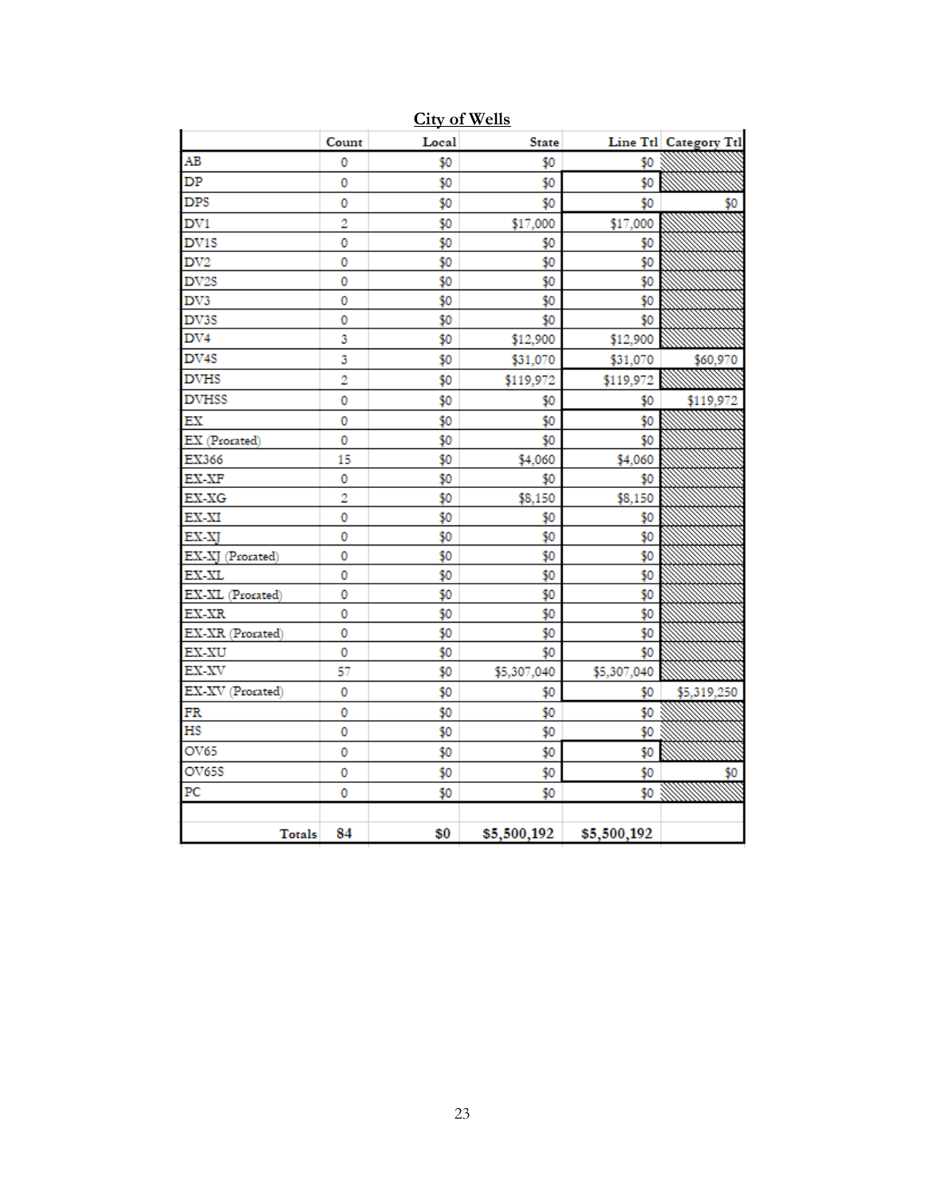## City of Wells

| | Count | Local | State | Line Ttl | Category Ttl |
|---|---|---|---|---|---|
| AB | 0 | $0 | $0 | $0 | |
| DP | 0 | $0 | $0 | $0 | |
| DPS | 0 | $0 | $0 | $0 | $0 |
| DV1 | 2 | $0 | $17,000 | $17,000 | |
| DV1S | 0 | $0 | $0 | $0 | |
| DV2 | 0 | $0 | $0 | $0 | |
| DV2S | 0 | $0 | $0 | $0 | |
| DV3 | 0 | $0 | $0 | $0 | |
| DV3S | 0 | $0 | $0 | $0 | |
| DV4 | 3 | $0 | $12,900 | $12,900 | |
| DV4S | 3 | $0 | $31,070 | $31,070 | $60,970 |
| DVHS | 2 | $0 | $119,972 | $119,972 | |
| DVHSS | 0 | $0 | $0 | $0 | $119,972 |
| EX | 0 | $0 | $0 | $0 | |
| EX (Prorated) | 0 | $0 | $0 | $0 | |
| EX366 | 15 | $0 | $4,060 | $4,060 | |
| EX-XF | 0 | $0 | $0 | $0 | |
| EX-XG | 2 | $0 | $8,150 | $8,150 | |
| EX-XI | 0 | $0 | $0 | $0 | |
| EX-XJ | 0 | $0 | $0 | $0 | |
| EX-XJ (Prorated) | 0 | $0 | $0 | $0 | |
| EX-XL | 0 | $0 | $0 | $0 | |
| EX-XL (Prorated) | 0 | $0 | $0 | $0 | |
| EX-XR | 0 | $0 | $0 | $0 | |
| EX-XR (Prorated) | 0 | $0 | $0 | $0 | |
| EX-XU | 0 | $0 | $0 | $0 | |
| EX-XV | 57 | $0 | $5,307,040 | $5,307,040 | |
| EX-XV (Prorated) | 0 | $0 | $0 | $0 | $5,319,250 |
| FR | 0 | $0 | $0 | $0 | |
| HS | 0 | $0 | $0 | $0 | |
| OV65 | 0 | $0 | $0 | $0 | |
| OV65S | 0 | $0 | $0 | $0 | $0 |
| PC | 0 | $0 | $0 | $0 | |
| **Totals** | **84** | **$0** | **$5,500,192** | **$5,500,192** | |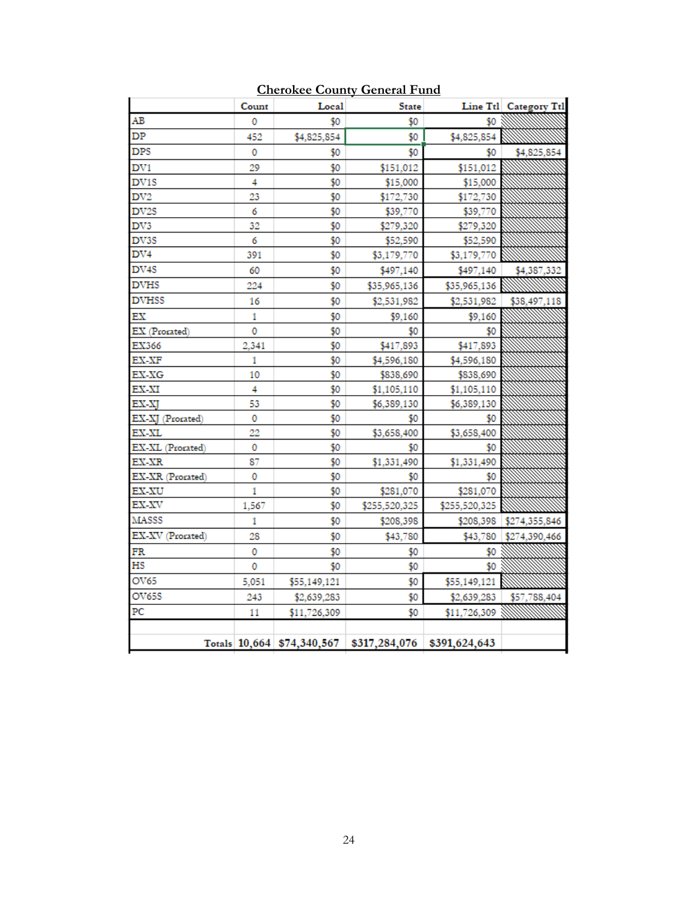**Cherokee County General Fund**

| | Count | Local | State | Line Ttl | Category Ttl |
|---|---|---|---|---|---|
| AB | 0 | $0 | $0 | $0 | |
| DP | 452 | $4,825,854 | $0 | $4,825,854 | |
| DPS | 0 | $0 | $0 | $0 | $4,825,854 |
| DV1 | 29 | $0 | $151,012 | $151,012 | |
| DV1S | 4 | $0 | $15,000 | $15,000 | |
| DV2 | 23 | $0 | $172,730 | $172,730 | |
| DV2S | 6 | $0 | $39,770 | $39,770 | |
| DV3 | 32 | $0 | $279,320 | $279,320 | |
| DV3S | 6 | $0 | $52,590 | $52,590 | |
| DV4 | 391 | $0 | $3,179,770 | $3,179,770 | |
| DV4S | 60 | $0 | $497,140 | $497,140 | $4,387,332 |
| DVHS | 224 | $0 | $35,965,136 | $35,965,136 | |
| DVHSS | 16 | $0 | $2,531,982 | $2,531,982 | $38,497,118 |
| EX | 1 | $0 | $9,160 | $9,160 | |
| EX (Prorated) | 0 | $0 | $0 | $0 | |
| EX366 | 2,341 | $0 | $417,893 | $417,893 | |
| EX-XF | 1 | $0 | $4,596,180 | $4,596,180 | |
| EX-XG | 10 | $0 | $838,690 | $838,690 | |
| EX-XI | 4 | $0 | $1,105,110 | $1,105,110 | |
| EX-XJ | 53 | $0 | $6,389,130 | $6,389,130 | |
| EX-XJ (Prorated) | 0 | $0 | $0 | $0 | |
| EX-XL | 22 | $0 | $3,658,400 | $3,658,400 | |
| EX-XL (Prorated) | 0 | $0 | $0 | $0 | |
| EX-XR | 87 | $0 | $1,331,490 | $1,331,490 | |
| EX-XR (Prorated) | 0 | $0 | $0 | $0 | |
| EX-XU | 1 | $0 | $281,070 | $281,070 | |
| EX-XV | 1,567 | $0 | $255,520,325 | $255,520,325 | |
| MASSS | 1 | $0 | $208,398 | $208,398 | $274,355,846 |
| EX-XV (Prorated) | 28 | $0 | $43,780 | $43,780 | $274,390,466 |
| FR | 0 | $0 | $0 | $0 | |
| HS | 0 | $0 | $0 | $0 | |
| OV65 | 5,051 | $55,149,121 | $0 | $55,149,121 | |
| OV65S | 243 | $2,639,283 | $0 | $2,639,283 | $57,788,404 |
| PC | 11 | $11,726,309 | $0 | $11,726,309 | |
| | | | | | |
| Totals | 10,664 | $74,340,567 | $317,284,076 | $391,624,643 | |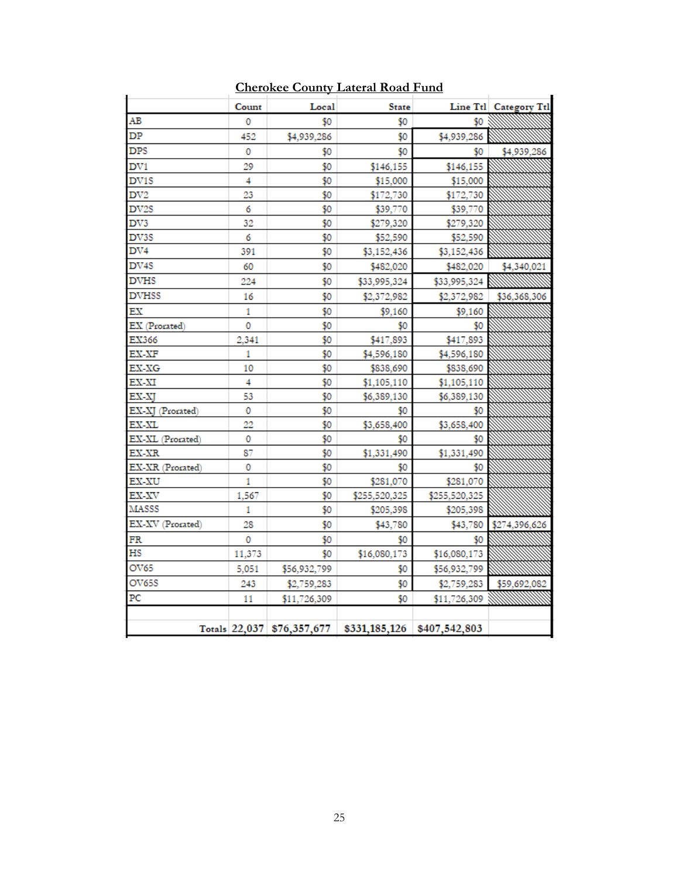**Cherokee County Lateral Road Fund**

| | Count | Local | State | Line Ttl | Category Ttl |
|---|---|---|---|---|---|
| AB | 0 | $0 | $0 | $0 | |
| DP | 452 | $4,939,286 | $0 | $4,939,286 | |
| DPS | 0 | $0 | $0 | $0 | $4,939,286 |
| DV1 | 29 | $0 | $146,155 | $146,155 | |
| DV1S | 4 | $0 | $15,000 | $15,000 | |
| DV2 | 23 | $0 | $172,730 | $172,730 | |
| DV2S | 6 | $0 | $39,770 | $39,770 | |
| DV3 | 32 | $0 | $279,320 | $279,320 | |
| DV3S | 6 | $0 | $52,590 | $52,590 | |
| DV4 | 391 | $0 | $3,152,436 | $3,152,436 | |
| DV4S | 60 | $0 | $482,020 | $482,020 | $4,340,021 |
| DVHS | 224 | $0 | $33,995,324 | $33,995,324 | |
| DVHSS | 16 | $0 | $2,372,982 | $2,372,982 | $36,368,306 |
| EX | 1 | $0 | $9,160 | $9,160 | |
| EX (Prorated) | 0 | $0 | $0 | $0 | |
| EX366 | 2,341 | $0 | $417,893 | $417,893 | |
| EX-XF | 1 | $0 | $4,596,180 | $4,596,180 | |
| EX-XG | 10 | $0 | $838,690 | $838,690 | |
| EX-XI | 4 | $0 | $1,105,110 | $1,105,110 | |
| EX-XJ | 53 | $0 | $6,389,130 | $6,389,130 | |
| EX-XJ (Prorated) | 0 | $0 | $0 | $0 | |
| EX-XL | 22 | $0 | $3,658,400 | $3,658,400 | |
| EX-XL (Prorated) | 0 | $0 | $0 | $0 | |
| EX-XR | 87 | $0 | $1,331,490 | $1,331,490 | |
| EX-XR (Prorated) | 0 | $0 | $0 | $0 | |
| EX-XU | 1 | $0 | $281,070 | $281,070 | |
| EX-XV | 1,567 | $0 | $255,520,325 | $255,520,325 | |
| MASSS | 1 | $0 | $205,398 | $205,398 | |
| EX-XV (Prorated) | 28 | $0 | $43,780 | $43,780 | $274,396,626 |
| FR | 0 | $0 | $0 | $0 | |
| HS | 11,373 | $0 | $16,080,173 | $16,080,173 | |
| OV65 | 5,051 | $56,932,799 | $0 | $56,932,799 | |
| OV65S | 243 | $2,759,283 | $0 | $2,759,283 | $59,692,082 |
| PC | 11 | $11,726,309 | $0 | $11,726,309 | |
| | | | | | |
| Totals | 22,037 | $76,357,677 | $331,185,126 | $407,542,803 | |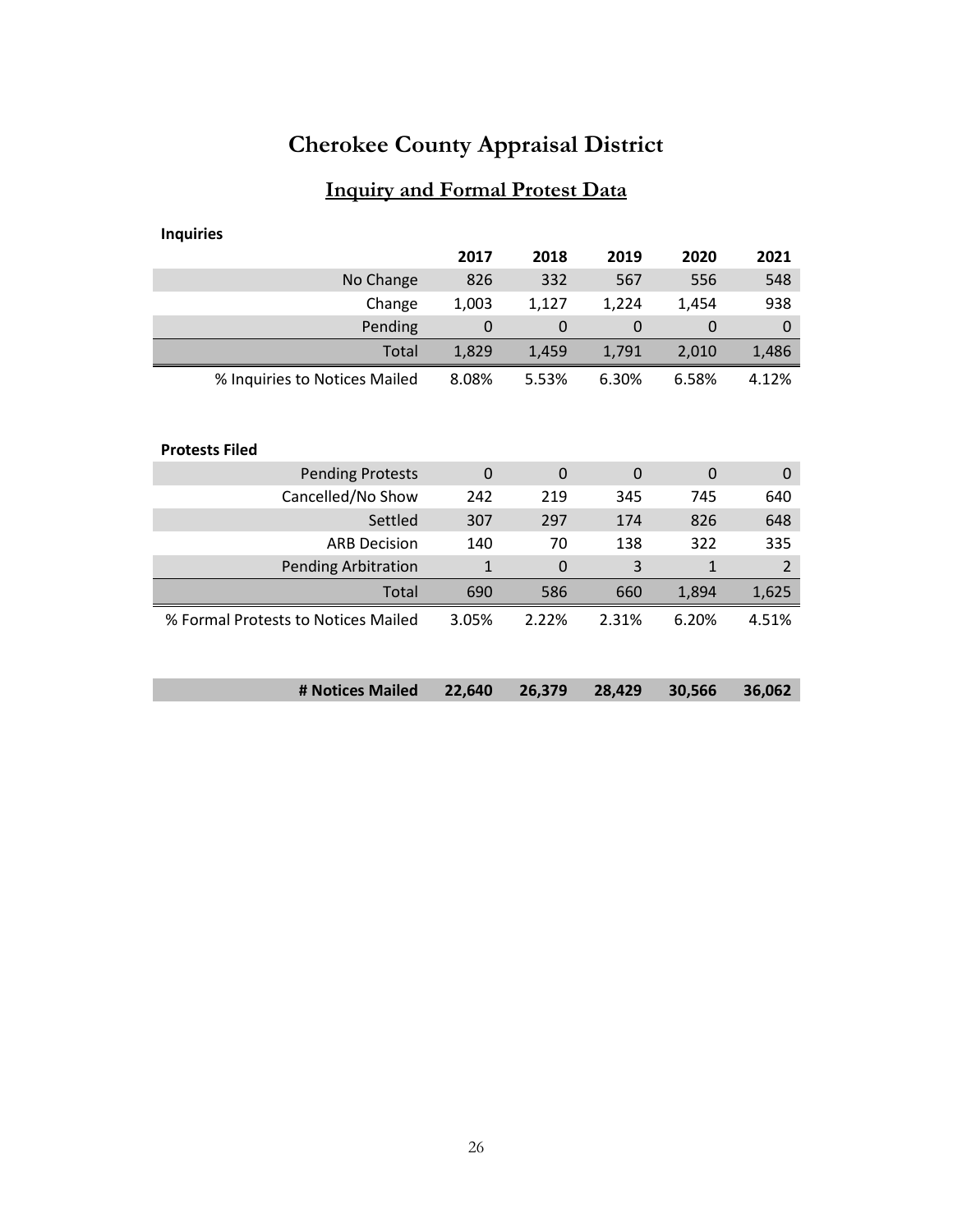# Cherokee County Appraisal District

## Inquiry and Formal Protest Data

**Inquiries**

| | 2017 | 2018 | 2019 | 2020 | 2021 |
|---|---|---|---|---|---|
| No Change | 826 | 332 | 567 | 556 | 548 |
| Change | 1,003 | 1,127 | 1,224 | 1,454 | 938 |
| Pending | 0 | 0 | 0 | 0 | 0 |
| Total | 1,829 | 1,459 | 1,791 | 2,010 | 1,486 |
| % Inquiries to Notices Mailed | 8.08% | 5.53% | 6.30% | 6.58% | 4.12% |

**Protests Filed**

| | 2017 | 2018 | 2019 | 2020 | 2021 |
|---|---|---|---|---|---|
| Pending Protests | 0 | 0 | 0 | 0 | 0 |
| Cancelled/No Show | 242 | 219 | 345 | 745 | 640 |
| Settled | 307 | 297 | 174 | 826 | 648 |
| ARB Decision | 140 | 70 | 138 | 322 | 335 |
| Pending Arbitration | 1 | 0 | 3 | 1 | 2 |
| Total | 690 | 586 | 660 | 1,894 | 1,625 |
| % Formal Protests to Notices Mailed | 3.05% | 2.22% | 2.31% | 6.20% | 4.51% |

| | 2017 | 2018 | 2019 | 2020 | 2021 |
|---|---|---|---|---|---|
| **# Notices Mailed** | **22,640** | **26,379** | **28,429** | **30,566** | **36,062** |